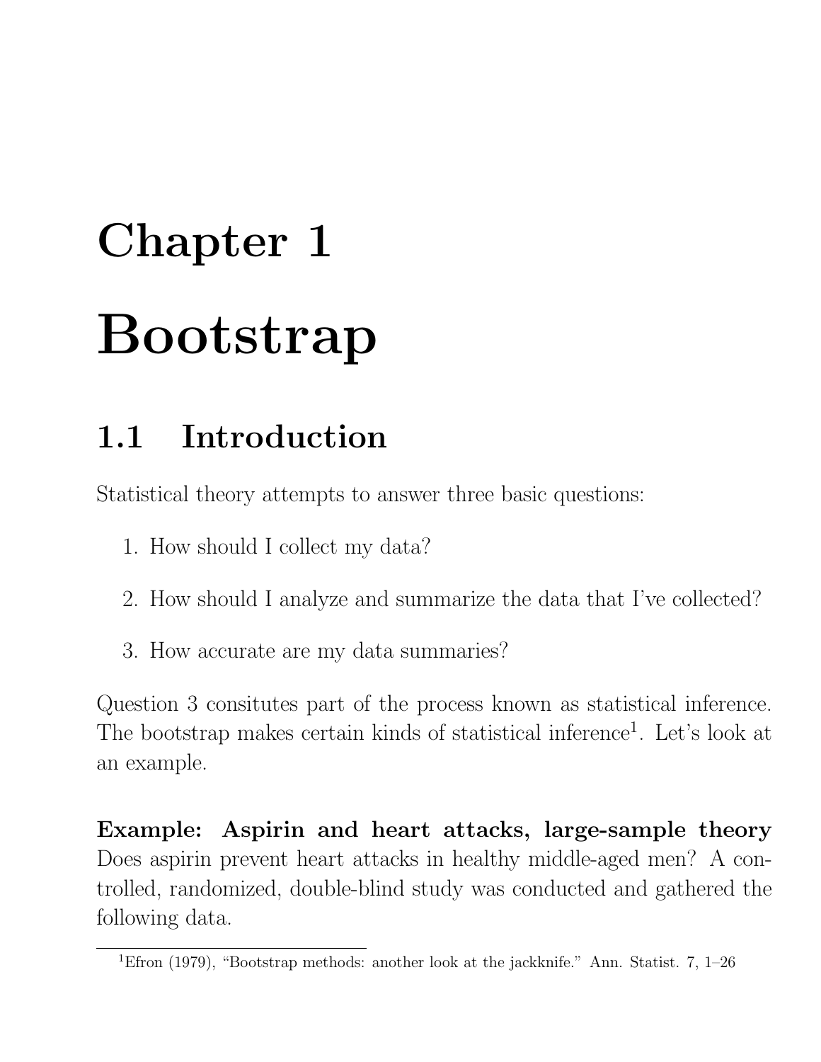# Chapter 1

# Bootstrap

## 1.1 Introduction

Statistical theory attempts to answer three basic questions:

1. How should I collect my data?

2. How should I analyze and summarize the data that I've collected?

3. How accurate are my data summaries?

Question 3 consitutes part of the process known as statistical inference. The bootstrap makes certain kinds of statistical inference[1]. Let's look at an example.

**Example: Aspirin and heart attacks, large-sample theory** Does aspirin prevent heart attacks in healthy middle-aged men? A controlled, randomized, double-blind study was conducted and gathered the following data.

[1] Efron (1979), "Bootstrap methods: another look at the jackknife." Ann. Statist. 7, 1–26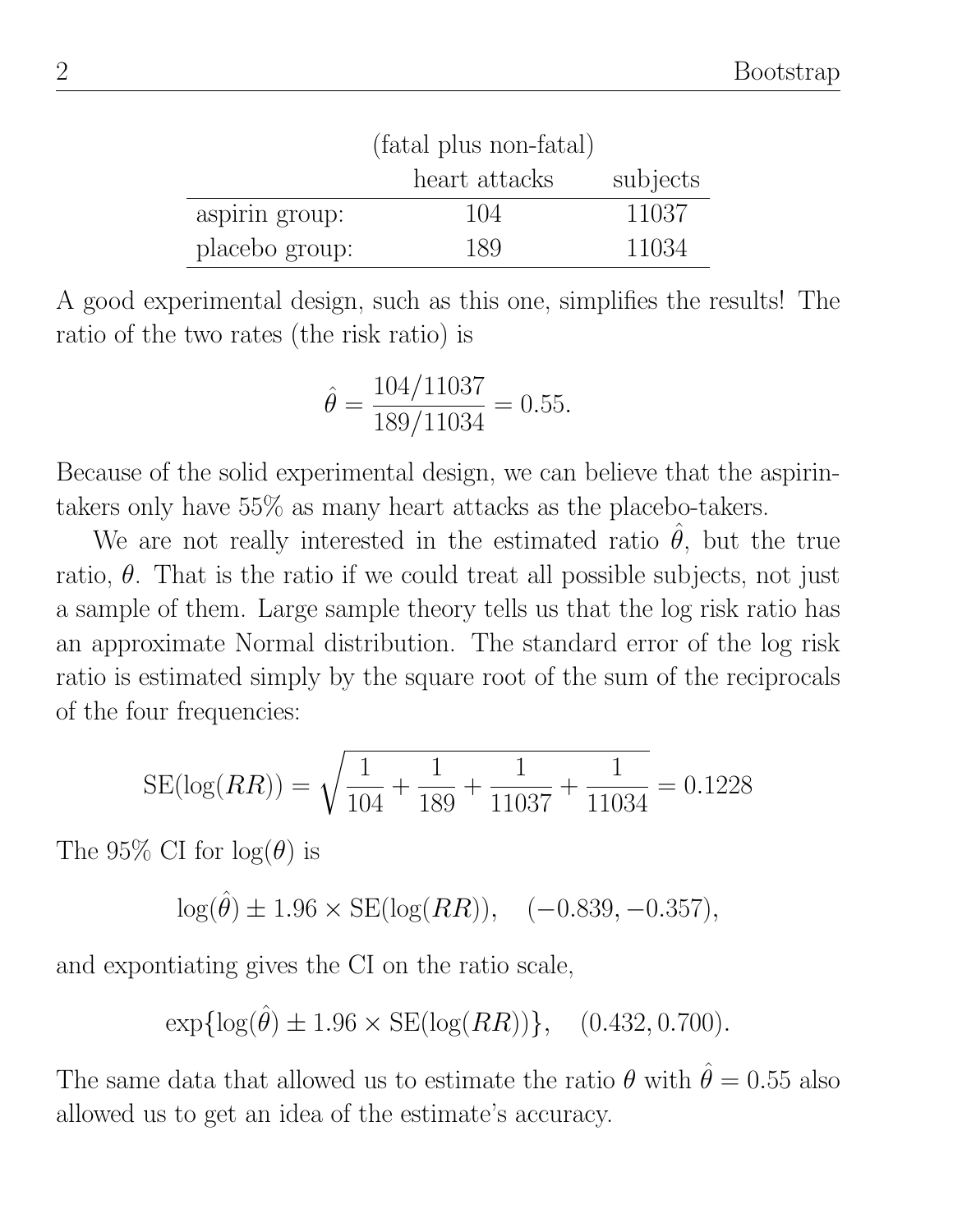| | (fatal plus non-fatal) heart attacks | subjects |
|---|---|---|
| aspirin group: | 104 | 11037 |
| placebo group: | 189 | 11034 |

A good experimental design, such as this one, simplifies the results! The ratio of the two rates (the risk ratio) is

$$\hat{\theta} = \frac{104/11037}{189/11034} = 0.55.$$

Because of the solid experimental design, we can believe that the aspirin-takers only have 55% as many heart attacks as the placebo-takers.

We are not really interested in the estimated ratio $\hat{\theta}$, but the true ratio, $\theta$. That is the ratio if we could treat all possible subjects, not just a sample of them. Large sample theory tells us that the log risk ratio has an approximate Normal distribution. The standard error of the log risk ratio is estimated simply by the square root of the sum of the reciprocals of the four frequencies:

$$\text{SE}(\log(RR)) = \sqrt{\frac{1}{104} + \frac{1}{189} + \frac{1}{11037} + \frac{1}{11034}} = 0.1228$$

The 95% CI for $\log(\theta)$ is

$$\log(\hat{\theta}) \pm 1.96 \times \text{SE}(\log(RR)), \quad (-0.839, -0.357),$$

and expontiating gives the CI on the ratio scale,

$$\exp\{\log(\hat{\theta}) \pm 1.96 \times \text{SE}(\log(RR))\}, \quad (0.432, 0.700).$$

The same data that allowed us to estimate the ratio $\theta$ with $\hat{\theta} = 0.55$ also allowed us to get an idea of the estimate's accuracy.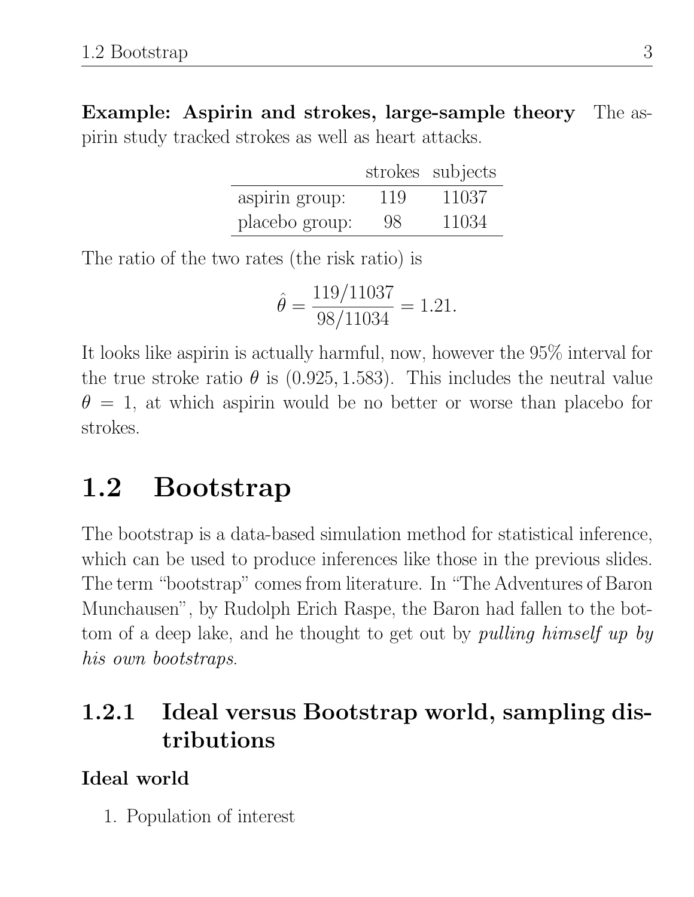**Example: Aspirin and strokes, large-sample theory** The aspirin study tracked strokes as well as heart attacks.

| | strokes | subjects |
|---|---|---|
| aspirin group: | 119 | 11037 |
| placebo group: | 98 | 11034 |

The ratio of the two rates (the risk ratio) is

$$\hat{\theta} = \frac{119/11037}{98/11034} = 1.21.$$

It looks like aspirin is actually harmful, now, however the 95% interval for the true stroke ratio $\theta$ is $(0.925, 1.583)$. This includes the neutral value $\theta = 1$, at which aspirin would be no better or worse than placebo for strokes.

## 1.2 Bootstrap

The bootstrap is a data-based simulation method for statistical inference, which can be used to produce inferences like those in the previous slides. The term "bootstrap" comes from literature. In "The Adventures of Baron Munchausen", by Rudolph Erich Raspe, the Baron had fallen to the bottom of a deep lake, and he thought to get out by *pulling himself up by his own bootstraps*.

### 1.2.1 Ideal versus Bootstrap world, sampling distributions

**Ideal world**

1. Population of interest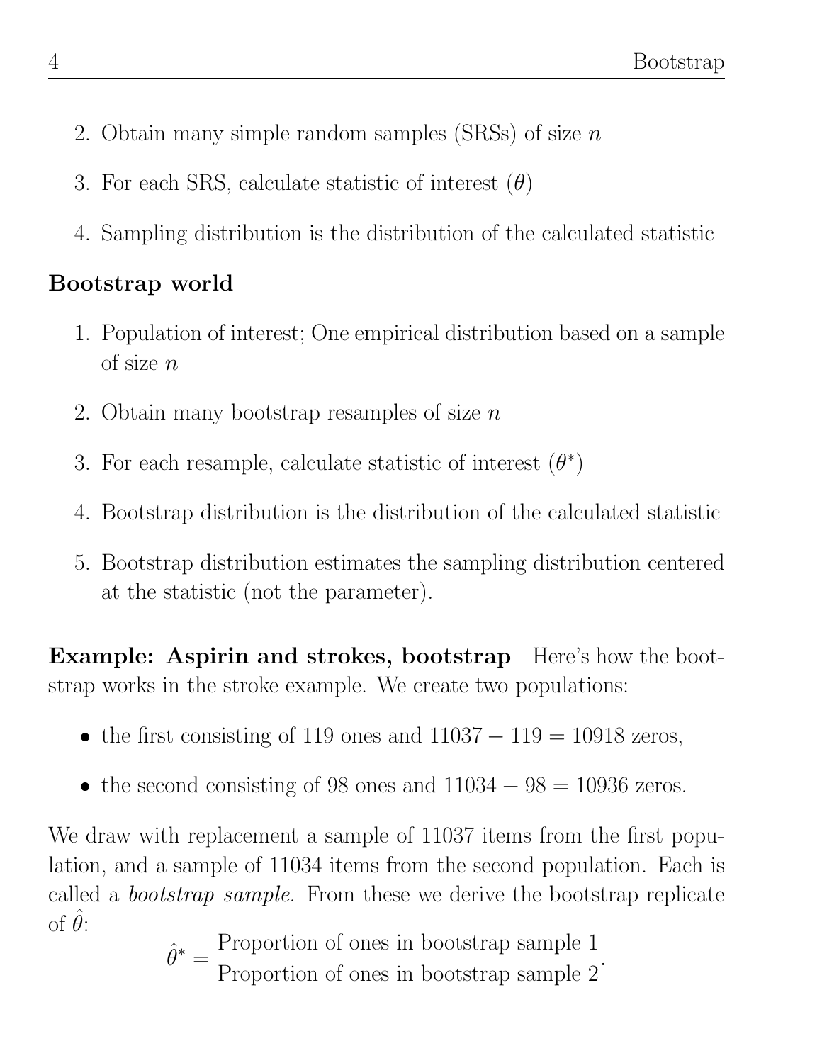2. Obtain many simple random samples (SRSs) of size $n$
3. For each SRS, calculate statistic of interest ($\theta$)
4. Sampling distribution is the distribution of the calculated statistic

**Bootstrap world**

1. Population of interest; One empirical distribution based on a sample of size $n$
2. Obtain many bootstrap resamples of size $n$
3. For each resample, calculate statistic of interest ($\theta^*$)
4. Bootstrap distribution is the distribution of the calculated statistic
5. Bootstrap distribution estimates the sampling distribution centered at the statistic (not the parameter).

**Example: Aspirin and strokes, bootstrap** Here's how the bootstrap works in the stroke example. We create two populations:

- the first consisting of 119 ones and $11037 - 119 = 10918$ zeros,
- the second consisting of 98 ones and $11034 - 98 = 10936$ zeros.

We draw with replacement a sample of 11037 items from the first population, and a sample of 11034 items from the second population. Each is called a *bootstrap sample*. From these we derive the bootstrap replicate of $\hat{\theta}$:

$$\hat{\theta}^* = \frac{\text{Proportion of ones in bootstrap sample 1}}{\text{Proportion of ones in bootstrap sample 2}}.$$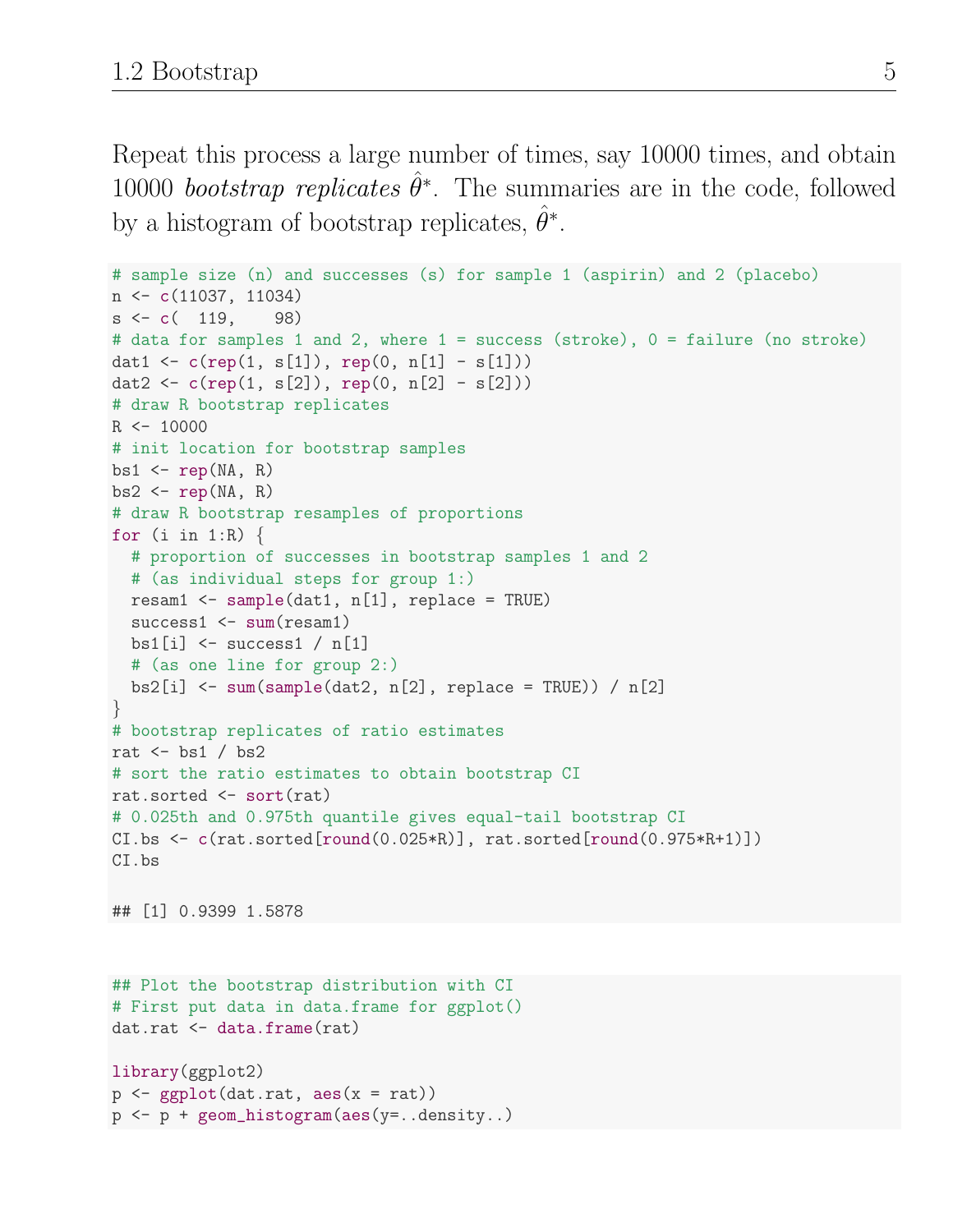Repeat this process a large number of times, say 10000 times, and obtain 10000 *bootstrap replicates* $\hat{\theta}^*$. The summaries are in the code, followed by a histogram of bootstrap replicates, $\hat{\theta}^*$.

```
# sample size (n) and successes (s) for sample 1 (aspirin) and 2 (placebo)
n <- c(11037, 11034)
s <- c(  119,    98)
# data for samples 1 and 2, where 1 = success (stroke), 0 = failure (no stroke)
dat1 <- c(rep(1, s[1]), rep(0, n[1] - s[1]))
dat2 <- c(rep(1, s[2]), rep(0, n[2] - s[2]))
# draw R bootstrap replicates
R <- 10000
# init location for bootstrap samples
bs1 <- rep(NA, R)
bs2 <- rep(NA, R)
# draw R bootstrap resamples of proportions
for (i in 1:R) {
  # proportion of successes in bootstrap samples 1 and 2
  # (as individual steps for group 1:)
  resam1 <- sample(dat1, n[1], replace = TRUE)
  success1 <- sum(resam1)
  bs1[i] <- success1 / n[1]
  # (as one line for group 2:)
  bs2[i] <- sum(sample(dat2, n[2], replace = TRUE)) / n[2]
}
# bootstrap replicates of ratio estimates
rat <- bs1 / bs2
# sort the ratio estimates to obtain bootstrap CI
rat.sorted <- sort(rat)
# 0.025th and 0.975th quantile gives equal-tail bootstrap CI
CI.bs <- c(rat.sorted[round(0.025*R)], rat.sorted[round(0.975*R+1)])
CI.bs

## [1] 0.9399 1.5878
```

```
## Plot the bootstrap distribution with CI
# First put data in data.frame for ggplot()
dat.rat <- data.frame(rat)

library(ggplot2)
p <- ggplot(dat.rat, aes(x = rat))
p <- p + geom_histogram(aes(y=..density..)
```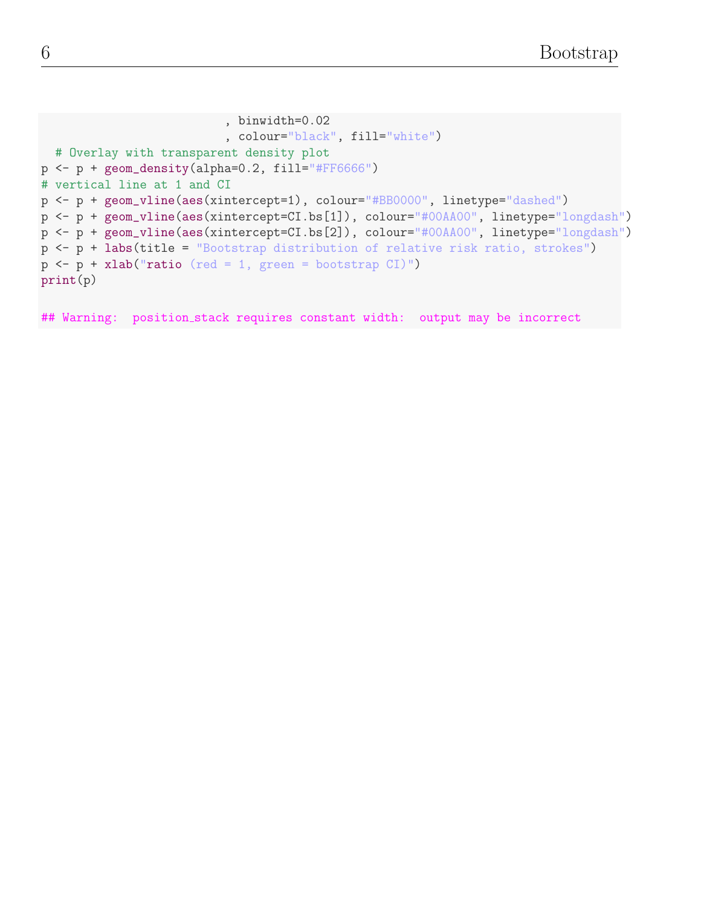```
                          , binwidth=0.02
                          , colour="black", fill="white")
  # Overlay with transparent density plot
p <- p + geom_density(alpha=0.2, fill="#FF6666")
# vertical line at 1 and CI
p <- p + geom_vline(aes(xintercept=1), colour="#BB0000", linetype="dashed")
p <- p + geom_vline(aes(xintercept=CI.bs[1]), colour="#00AA00", linetype="longdash")
p <- p + geom_vline(aes(xintercept=CI.bs[2]), colour="#00AA00", linetype="longdash")
p <- p + labs(title = "Bootstrap distribution of relative risk ratio, strokes")
p <- p + xlab("ratio (red = 1, green = bootstrap CI)")
print(p)

## Warning:  position_stack requires constant width:  output may be incorrect
```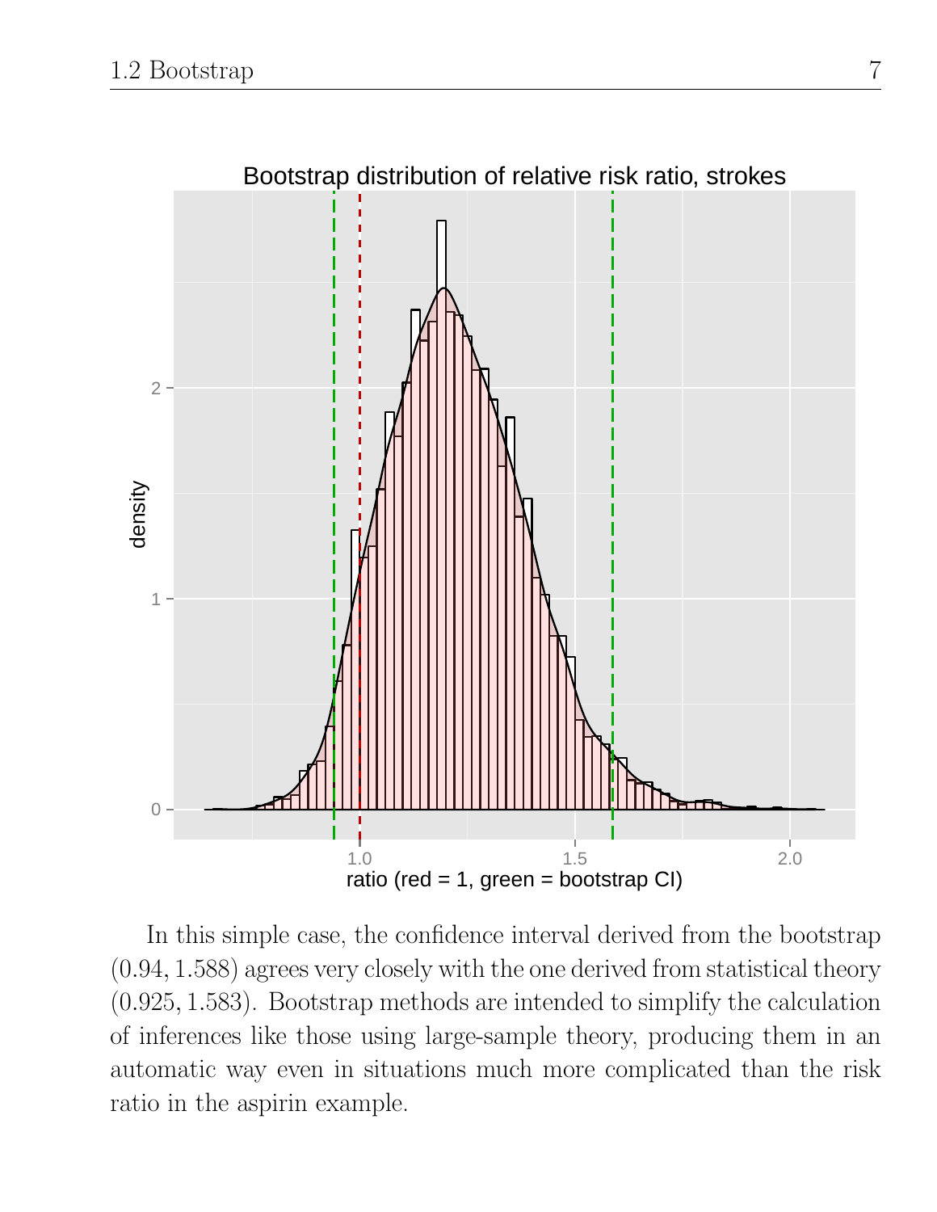In this simple case, the confidence interval derived from the bootstrap $(0.94, 1.588)$ agrees very closely with the one derived from statistical theory $(0.925, 1.583)$. Bootstrap methods are intended to simplify the calculation of inferences like those using large-sample theory, producing them in an automatic way even in situations much more complicated than the risk ratio in the aspirin example.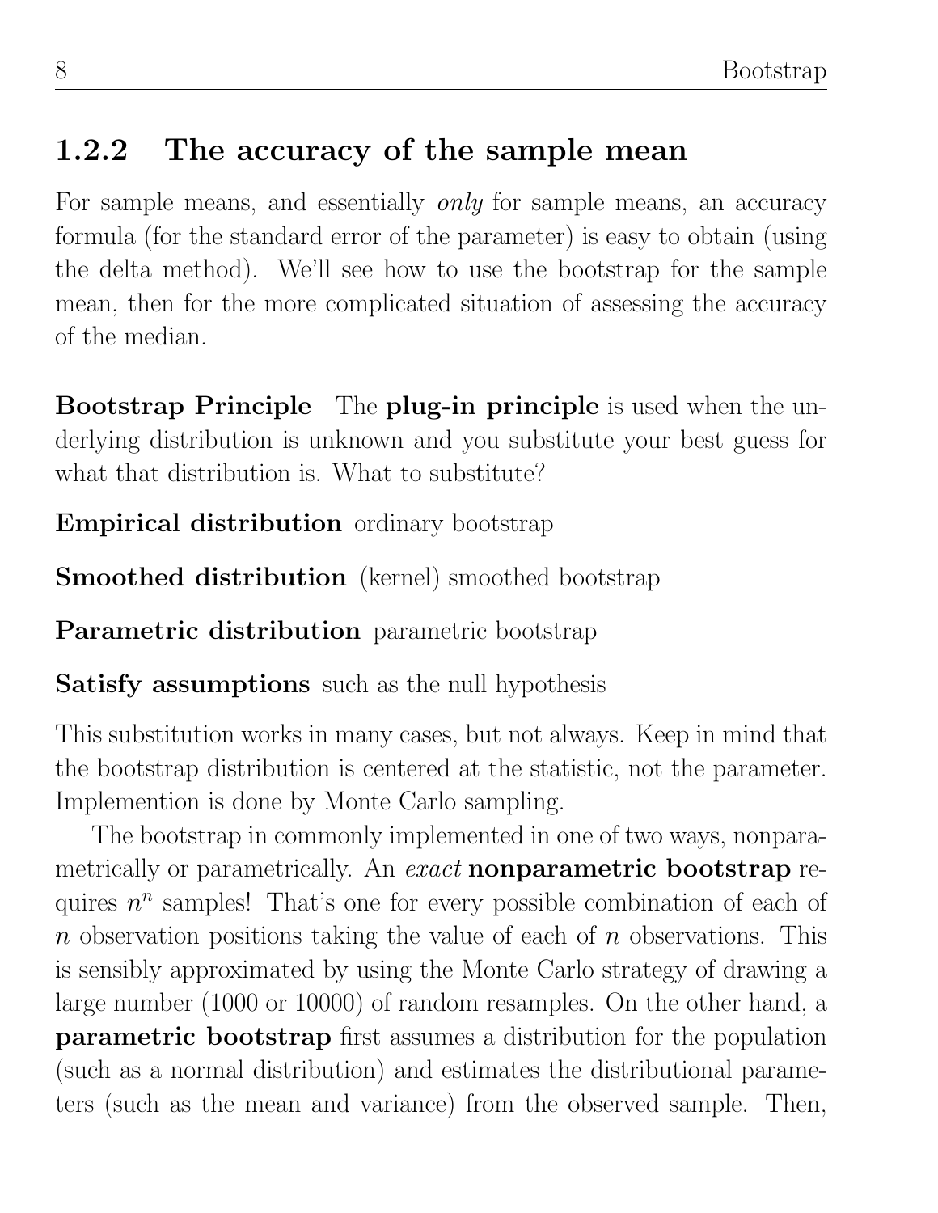### 1.2.2 The accuracy of the sample mean

For sample means, and essentially *only* for sample means, an accuracy formula (for the standard error of the parameter) is easy to obtain (using the delta method). We'll see how to use the bootstrap for the sample mean, then for the more complicated situation of assessing the accuracy of the median.

**Bootstrap Principle** The **plug-in principle** is used when the underlying distribution is unknown and you substitute your best guess for what that distribution is. What to substitute?

**Empirical distribution** ordinary bootstrap

**Smoothed distribution** (kernel) smoothed bootstrap

**Parametric distribution** parametric bootstrap

**Satisfy assumptions** such as the null hypothesis

This substitution works in many cases, but not always. Keep in mind that the bootstrap distribution is centered at the statistic, not the parameter. Implemention is done by Monte Carlo sampling.

The bootstrap in commonly implemented in one of two ways, nonparametrically or parametrically. An *exact* **nonparametric bootstrap** requires $n^n$ samples! That's one for every possible combination of each of $n$ observation positions taking the value of each of $n$ observations. This is sensibly approximated by using the Monte Carlo strategy of drawing a large number (1000 or 10000) of random resamples. On the other hand, a **parametric bootstrap** first assumes a distribution for the population (such as a normal distribution) and estimates the distributional parameters (such as the mean and variance) from the observed sample. Then,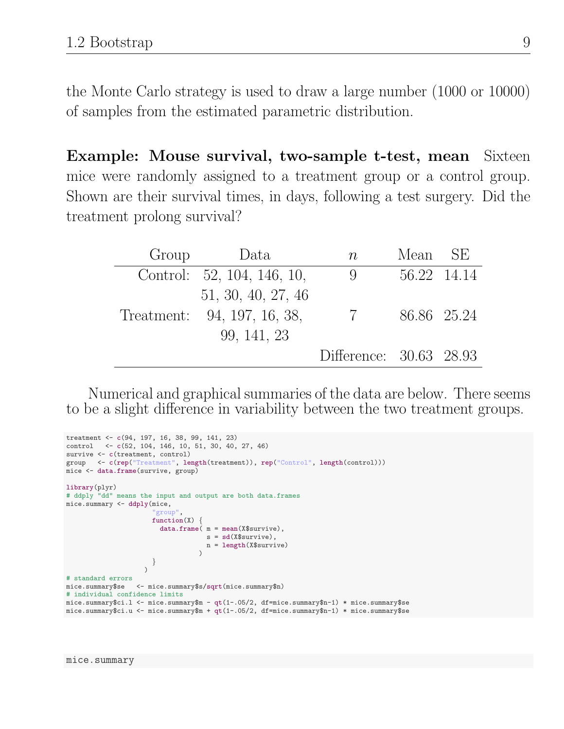the Monte Carlo strategy is used to draw a large number (1000 or 10000) of samples from the estimated parametric distribution.

**Example: Mouse survival, two-sample t-test, mean** Sixteen mice were randomly assigned to a treatment group or a control group. Shown are their survival times, in days, following a test surgery. Did the treatment prolong survival?

| Group | Data | $n$ | Mean | SE |
|---|---|---|---|---|
| Control: | 52, 104, 146, 10, 51, 30, 40, 27, 46 | 9 | 56.22 | 14.14 |
| Treatment: | 94, 197, 16, 38, 99, 141, 23 | 7 | 86.86 | 25.24 |
| | | Difference: | 30.63 | 28.93 |

Numerical and graphical summaries of the data are below. There seems to be a slight difference in variability between the two treatment groups.

```
treatment <- c(94, 197, 16, 38, 99, 141, 23)
control   <- c(52, 104, 146, 10, 51, 30, 40, 27, 46)
survive <- c(treatment, control)
group   <- c(rep("Treatment", length(treatment)), rep("Control", length(control)))
mice <- data.frame(survive, group)

library(plyr)
# ddply "dd" means the input and output are both data.frames
mice.summary <- ddply(mice,
                     "group",
                     function(X) {
                       data.frame( m = mean(X$survive),
                                   s = sd(X$survive),
                                   n = length(X$survive)
                                 )
                     }
                   )
# standard errors
mice.summary$se   <- mice.summary$s/sqrt(mice.summary$n)
# individual confidence limits
mice.summary$ci.l <- mice.summary$m - qt(1-.05/2, df=mice.summary$n-1) * mice.summary$se
mice.summary$ci.u <- mice.summary$m + qt(1-.05/2, df=mice.summary$n-1) * mice.summary$se
```

```
mice.summary
```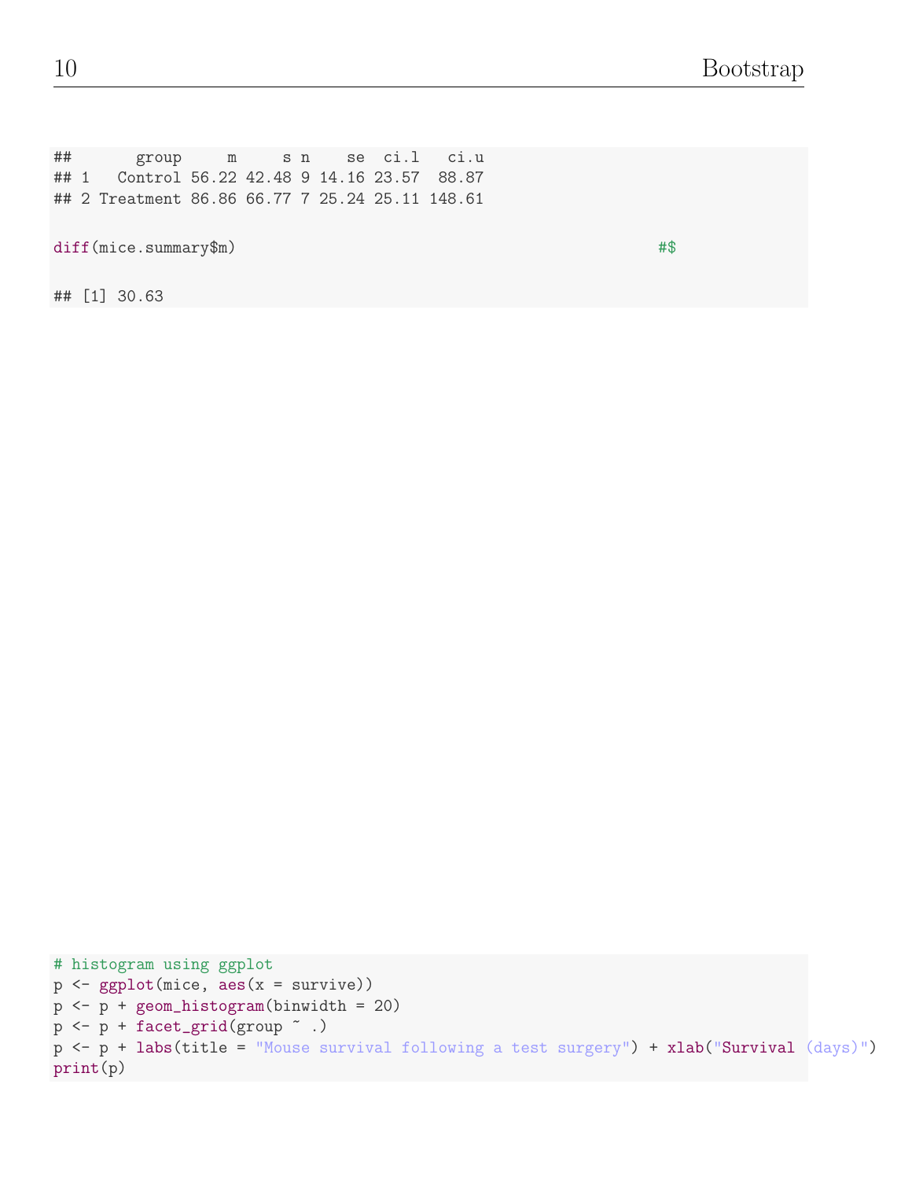```
##       group     m     s n    se  ci.l   ci.u
## 1   Control 56.22 42.48 9 14.16 23.57  88.87
## 2 Treatment 86.86 66.77 7 25.24 25.11 148.61

diff(mice.summary$m)                                                   #$

## [1] 30.63
```

```
# histogram using ggplot
p <- ggplot(mice, aes(x = survive))
p <- p + geom_histogram(binwidth = 20)
p <- p + facet_grid(group ~ .)
p <- p + labs(title = "Mouse survival following a test surgery") + xlab("Survival (days)")
print(p)
```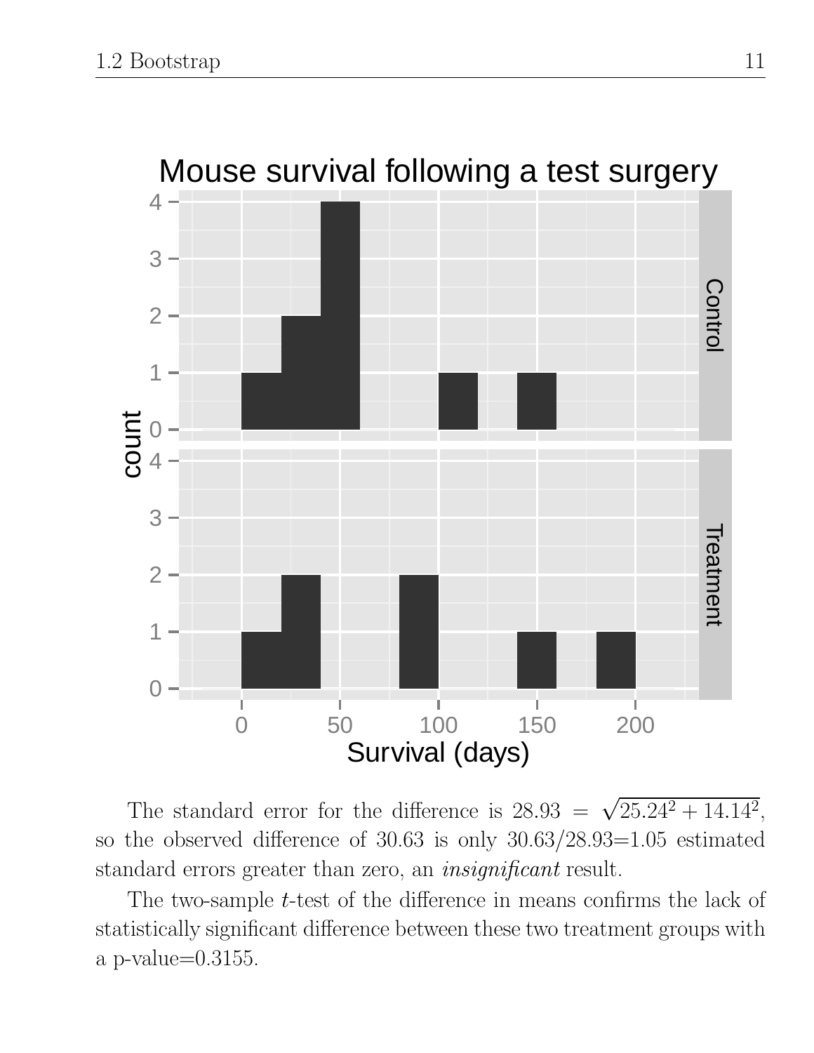The standard error for the difference is $28.93 = \sqrt{25.24^2 + 14.14^2}$, so the observed difference of 30.63 is only 30.63/28.93=1.05 estimated standard errors greater than zero, an *insignificant* result.

The two-sample $t$-test of the difference in means confirms the lack of statistically significant difference between these two treatment groups with a p-value=0.3155.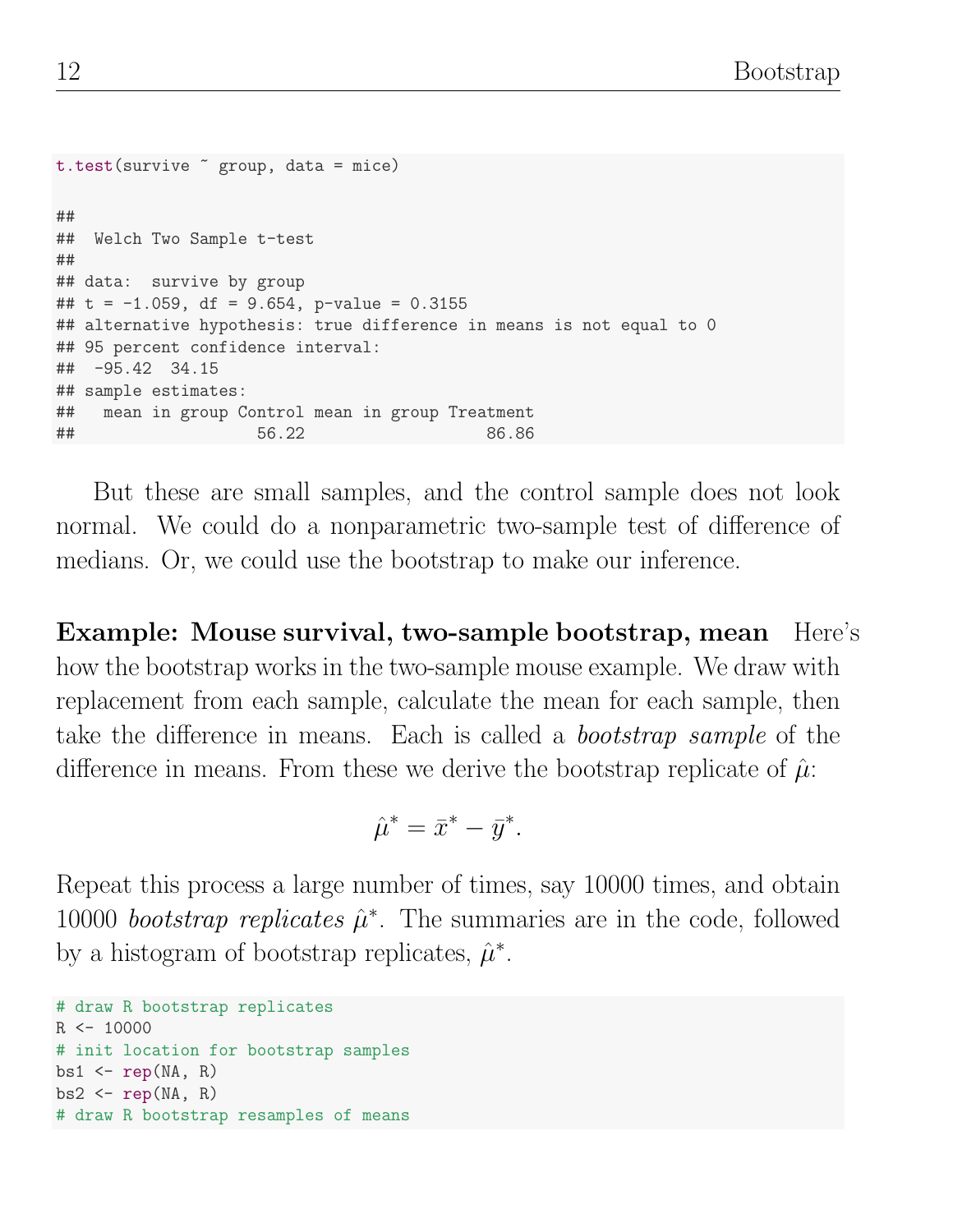```
t.test(survive ~ group, data = mice)

##
##  Welch Two Sample t-test
##
## data:  survive by group
## t = -1.059, df = 9.654, p-value = 0.3155
## alternative hypothesis: true difference in means is not equal to 0
## 95 percent confidence interval:
##  -95.42  34.15
## sample estimates:
##   mean in group Control mean in group Treatment
##                 56.22                   86.86
```

But these are small samples, and the control sample does not look normal. We could do a nonparametric two-sample test of difference of medians. Or, we could use the bootstrap to make our inference.

**Example: Mouse survival, two-sample bootstrap, mean** Here's how the bootstrap works in the two-sample mouse example. We draw with replacement from each sample, calculate the mean for each sample, then take the difference in means. Each is called a *bootstrap sample* of the difference in means. From these we derive the bootstrap replicate of $\hat{\mu}$:

$$\hat{\mu}^* = \bar{x}^* - \bar{y}^*.$$

Repeat this process a large number of times, say 10000 times, and obtain 10000 *bootstrap replicates* $\hat{\mu}^*$. The summaries are in the code, followed by a histogram of bootstrap replicates, $\hat{\mu}^*$.

```
# draw R bootstrap replicates
R <- 10000
# init location for bootstrap samples
bs1 <- rep(NA, R)
bs2 <- rep(NA, R)
# draw R bootstrap resamples of means
```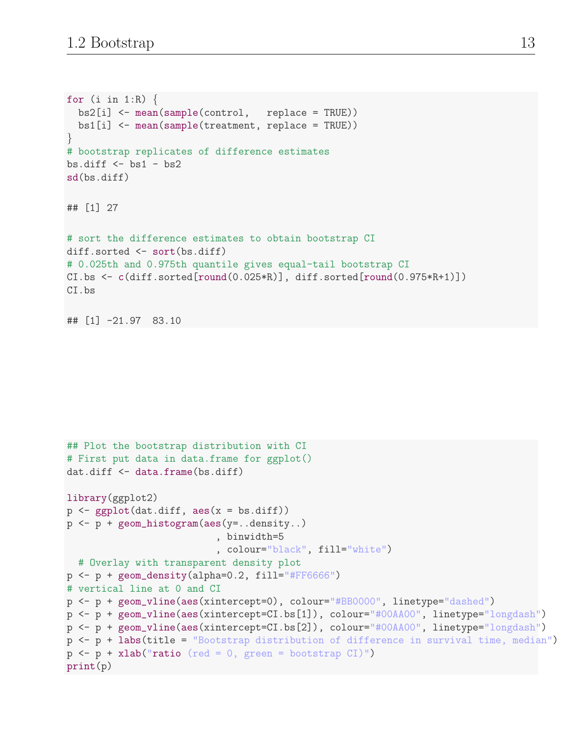```
for (i in 1:R) {
  bs2[i] <- mean(sample(control,   replace = TRUE))
  bs1[i] <- mean(sample(treatment, replace = TRUE))
}
# bootstrap replicates of difference estimates
bs.diff <- bs1 - bs2
sd(bs.diff)

## [1] 27

# sort the difference estimates to obtain bootstrap CI
diff.sorted <- sort(bs.diff)
# 0.025th and 0.975th quantile gives equal-tail bootstrap CI
CI.bs <- c(diff.sorted[round(0.025*R)], diff.sorted[round(0.975*R+1)])
CI.bs

## [1] -21.97  83.10
```

```
## Plot the bootstrap distribution with CI
# First put data in data.frame for ggplot()
dat.diff <- data.frame(bs.diff)

library(ggplot2)
p <- ggplot(dat.diff, aes(x = bs.diff))
p <- p + geom_histogram(aes(y=..density..)
                        , binwidth=5
                        , colour="black", fill="white")
  # Overlay with transparent density plot
p <- p + geom_density(alpha=0.2, fill="#FF6666")
# vertical line at 0 and CI
p <- p + geom_vline(aes(xintercept=0), colour="#BB0000", linetype="dashed")
p <- p + geom_vline(aes(xintercept=CI.bs[1]), colour="#00AA00", linetype="longdash")
p <- p + geom_vline(aes(xintercept=CI.bs[2]), colour="#00AA00", linetype="longdash")
p <- p + labs(title = "Bootstrap distribution of difference in survival time, median")
p <- p + xlab("ratio (red = 0, green = bootstrap CI)")
print(p)
```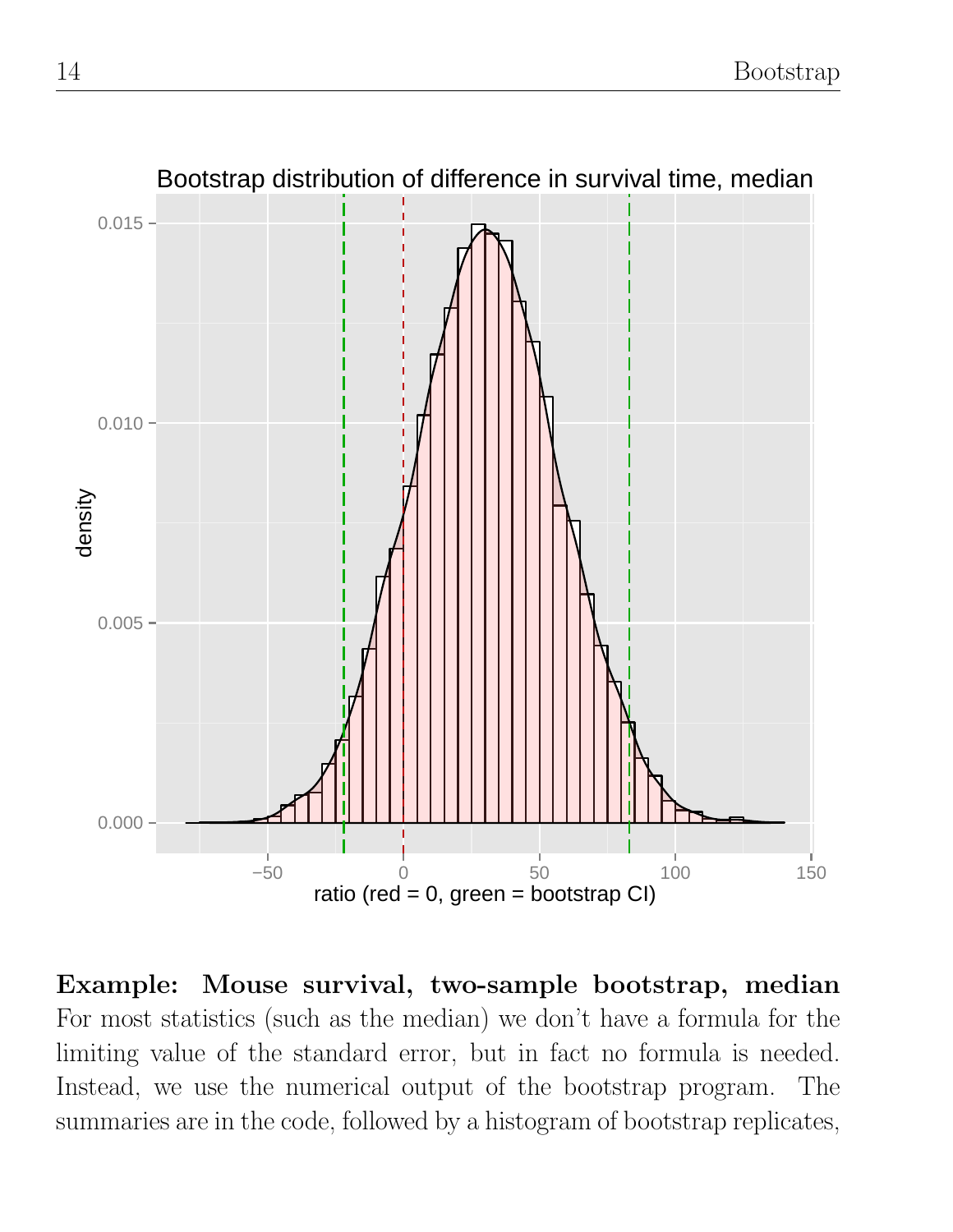**Example: Mouse survival, two-sample bootstrap, median** For most statistics (such as the median) we don't have a formula for the limiting value of the standard error, but in fact no formula is needed. Instead, we use the numerical output of the bootstrap program. The summaries are in the code, followed by a histogram of bootstrap replicates,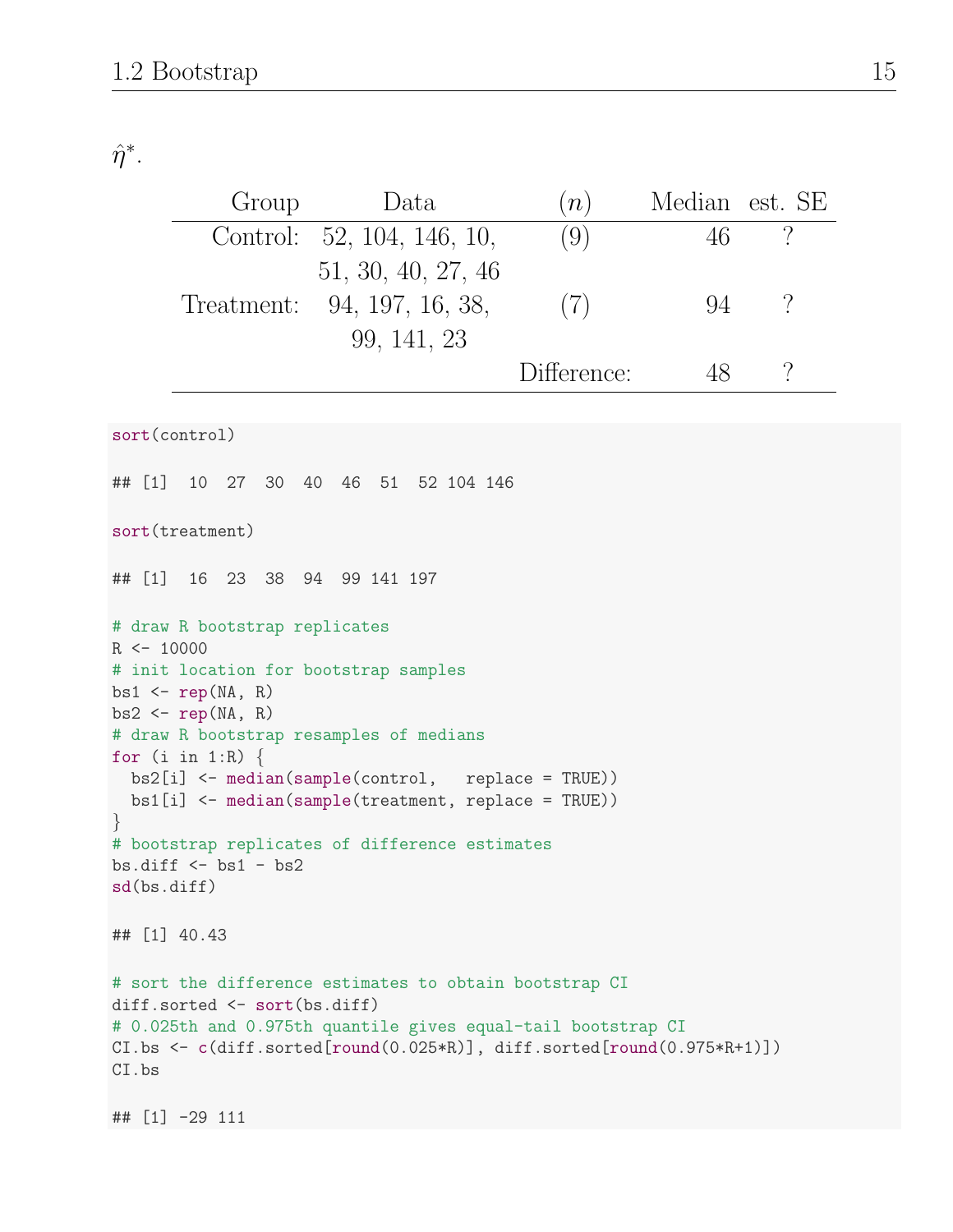$\hat{\eta}^*$.

| Group | Data | $(n)$ | Median | est. SE |
|---|---|---|---|---|
| Control: | 52, 104, 146, 10, 51, 30, 40, 27, 46 | (9) | 46 | ? |
| Treatment: | 94, 197, 16, 38, 99, 141, 23 | (7) | 94 | ? |
| | | Difference: | 48 | ? |

```
sort(control)

## [1]  10  27  30  40  46  51  52 104 146

sort(treatment)

## [1]  16  23  38  94  99 141 197

# draw R bootstrap replicates
R <- 10000
# init location for bootstrap samples
bs1 <- rep(NA, R)
bs2 <- rep(NA, R)
# draw R bootstrap resamples of medians
for (i in 1:R) {
  bs2[i] <- median(sample(control,   replace = TRUE))
  bs1[i] <- median(sample(treatment, replace = TRUE))
}
# bootstrap replicates of difference estimates
bs.diff <- bs1 - bs2
sd(bs.diff)

## [1] 40.43

# sort the difference estimates to obtain bootstrap CI
diff.sorted <- sort(bs.diff)
# 0.025th and 0.975th quantile gives equal-tail bootstrap CI
CI.bs <- c(diff.sorted[round(0.025*R)], diff.sorted[round(0.975*R+1)])
CI.bs

## [1] -29 111
```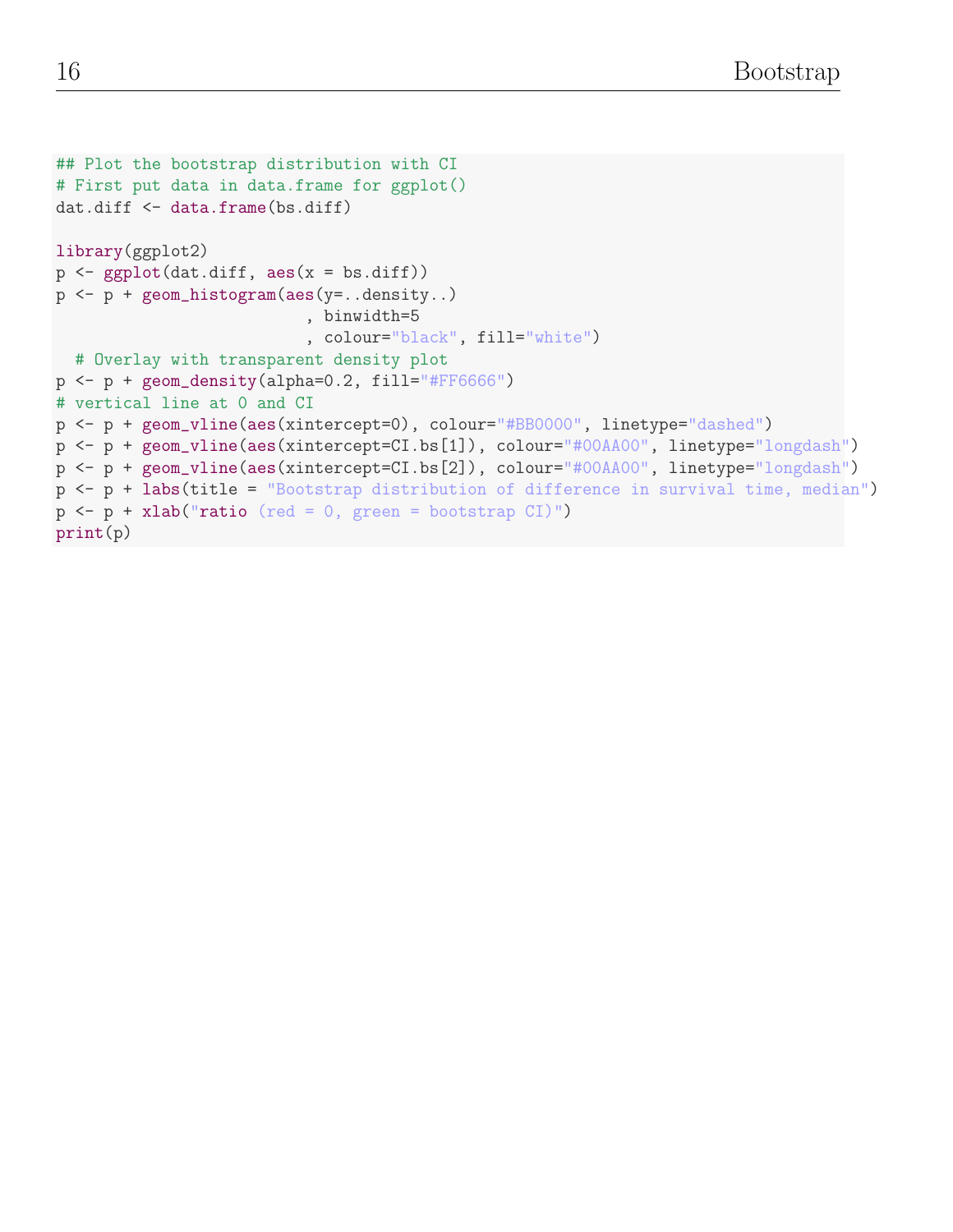```
## Plot the bootstrap distribution with CI
# First put data in data.frame for ggplot()
dat.diff <- data.frame(bs.diff)

library(ggplot2)
p <- ggplot(dat.diff, aes(x = bs.diff))
p <- p + geom_histogram(aes(y=..density..)
                        , binwidth=5
                        , colour="black", fill="white")
  # Overlay with transparent density plot
p <- p + geom_density(alpha=0.2, fill="#FF6666")
# vertical line at 0 and CI
p <- p + geom_vline(aes(xintercept=0), colour="#BB0000", linetype="dashed")
p <- p + geom_vline(aes(xintercept=CI.bs[1]), colour="#00AA00", linetype="longdash")
p <- p + geom_vline(aes(xintercept=CI.bs[2]), colour="#00AA00", linetype="longdash")
p <- p + labs(title = "Bootstrap distribution of difference in survival time, median")
p <- p + xlab("ratio (red = 0, green = bootstrap CI)")
print(p)
```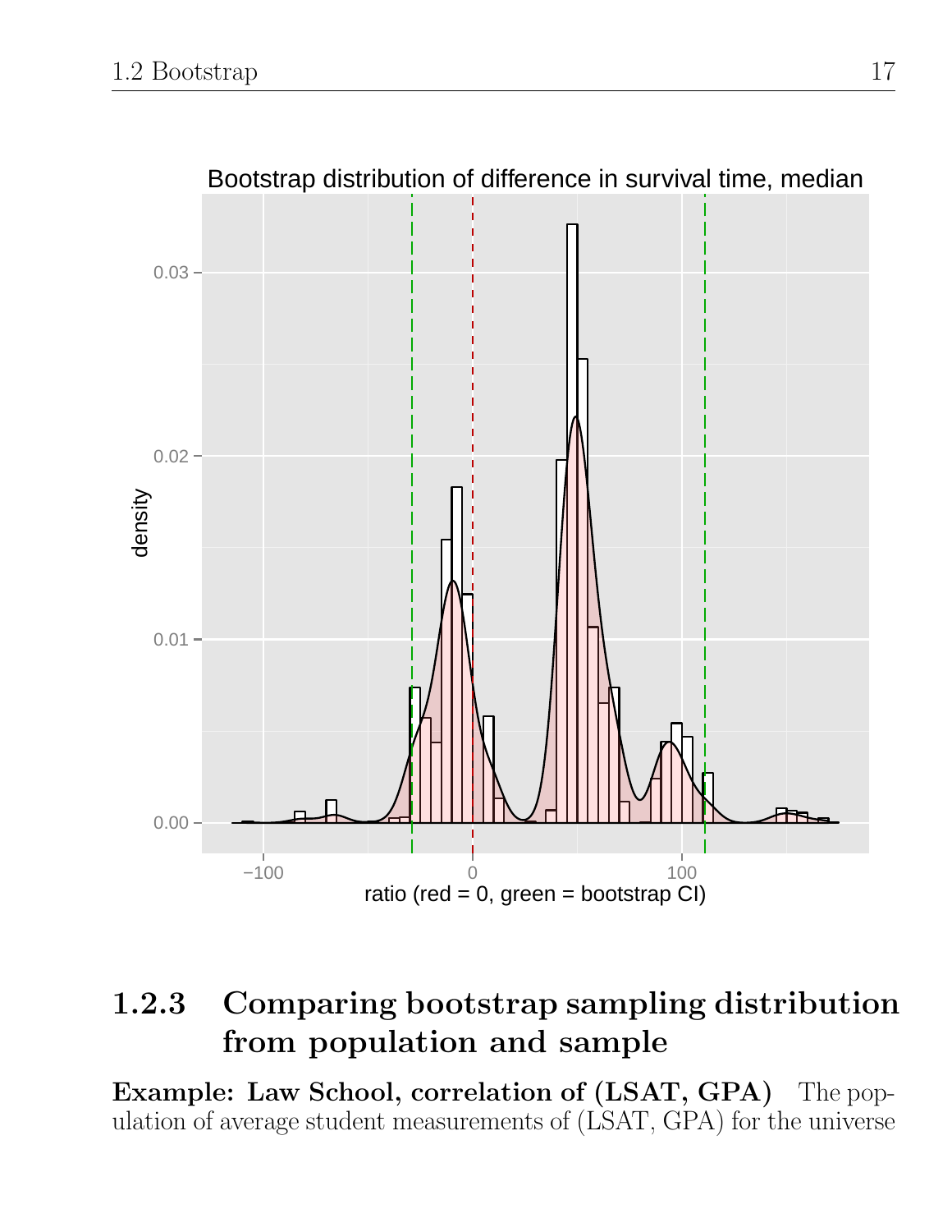## 1.2.3 Comparing bootstrap sampling distribution from population and sample

**Example: Law School, correlation of (LSAT, GPA)** The population of average student measurements of (LSAT, GPA) for the universe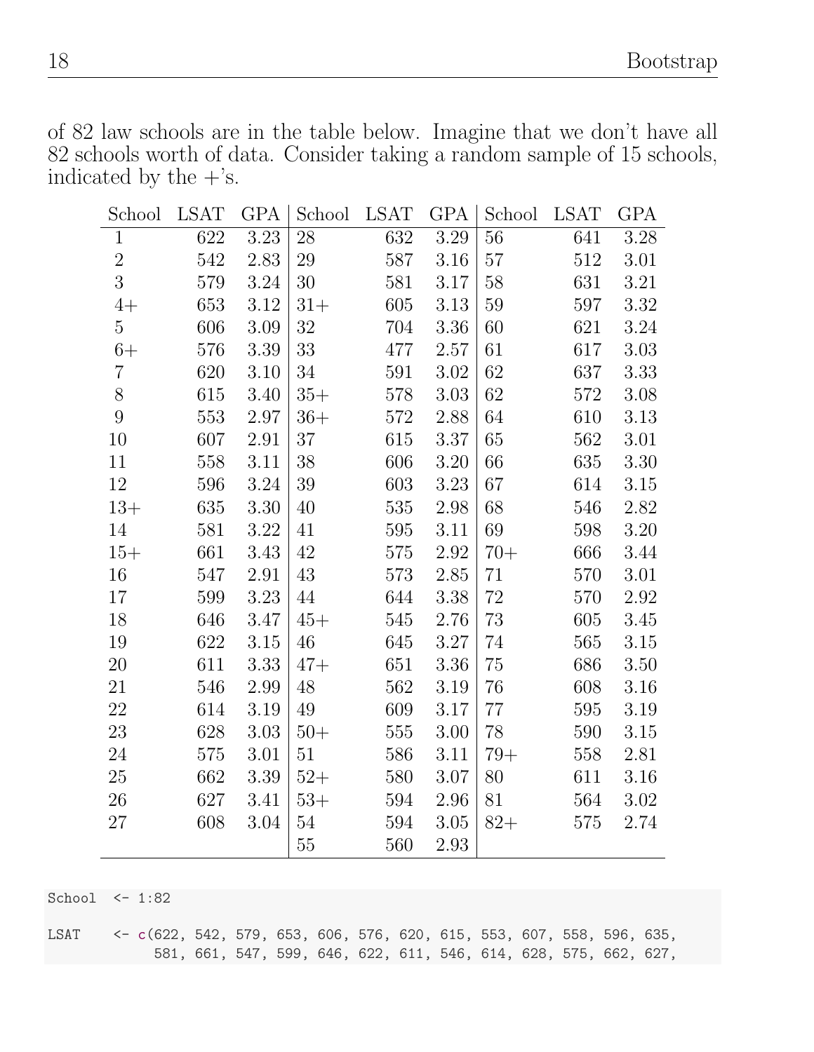of 82 law schools are in the table below. Imagine that we don't have all 82 schools worth of data. Consider taking a random sample of 15 schools, indicated by the +'s.

| School | LSAT | GPA | School | LSAT | GPA | School | LSAT | GPA |
|---|---|---|---|---|---|---|---|---|
| 1 | 622 | 3.23 | 28 | 632 | 3.29 | 56 | 641 | 3.28 |
| 2 | 542 | 2.83 | 29 | 587 | 3.16 | 57 | 512 | 3.01 |
| 3 | 579 | 3.24 | 30 | 581 | 3.17 | 58 | 631 | 3.21 |
| 4+ | 653 | 3.12 | 31+ | 605 | 3.13 | 59 | 597 | 3.32 |
| 5 | 606 | 3.09 | 32 | 704 | 3.36 | 60 | 621 | 3.24 |
| 6+ | 576 | 3.39 | 33 | 477 | 2.57 | 61 | 617 | 3.03 |
| 7 | 620 | 3.10 | 34 | 591 | 3.02 | 62 | 637 | 3.33 |
| 8 | 615 | 3.40 | 35+ | 578 | 3.03 | 62 | 572 | 3.08 |
| 9 | 553 | 2.97 | 36+ | 572 | 2.88 | 64 | 610 | 3.13 |
| 10 | 607 | 2.91 | 37 | 615 | 3.37 | 65 | 562 | 3.01 |
| 11 | 558 | 3.11 | 38 | 606 | 3.20 | 66 | 635 | 3.30 |
| 12 | 596 | 3.24 | 39 | 603 | 3.23 | 67 | 614 | 3.15 |
| 13+ | 635 | 3.30 | 40 | 535 | 2.98 | 68 | 546 | 2.82 |
| 14 | 581 | 3.22 | 41 | 595 | 3.11 | 69 | 598 | 3.20 |
| 15+ | 661 | 3.43 | 42 | 575 | 2.92 | 70+ | 666 | 3.44 |
| 16 | 547 | 2.91 | 43 | 573 | 2.85 | 71 | 570 | 3.01 |
| 17 | 599 | 3.23 | 44 | 644 | 3.38 | 72 | 570 | 2.92 |
| 18 | 646 | 3.47 | 45+ | 545 | 2.76 | 73 | 605 | 3.45 |
| 19 | 622 | 3.15 | 46 | 645 | 3.27 | 74 | 565 | 3.15 |
| 20 | 611 | 3.33 | 47+ | 651 | 3.36 | 75 | 686 | 3.50 |
| 21 | 546 | 2.99 | 48 | 562 | 3.19 | 76 | 608 | 3.16 |
| 22 | 614 | 3.19 | 49 | 609 | 3.17 | 77 | 595 | 3.19 |
| 23 | 628 | 3.03 | 50+ | 555 | 3.00 | 78 | 590 | 3.15 |
| 24 | 575 | 3.01 | 51 | 586 | 3.11 | 79+ | 558 | 2.81 |
| 25 | 662 | 3.39 | 52+ | 580 | 3.07 | 80 | 611 | 3.16 |
| 26 | 627 | 3.41 | 53+ | 594 | 2.96 | 81 | 564 | 3.02 |
| 27 | 608 | 3.04 | 54 | 594 | 3.05 | 82+ | 575 | 2.74 |
| | | | 55 | 560 | 2.93 | | | |

```
School  <- 1:82

LSAT    <- c(622, 542, 579, 653, 606, 576, 620, 615, 553, 607, 558, 596, 635,
           581, 661, 547, 599, 646, 622, 611, 546, 614, 628, 575, 662, 627,
```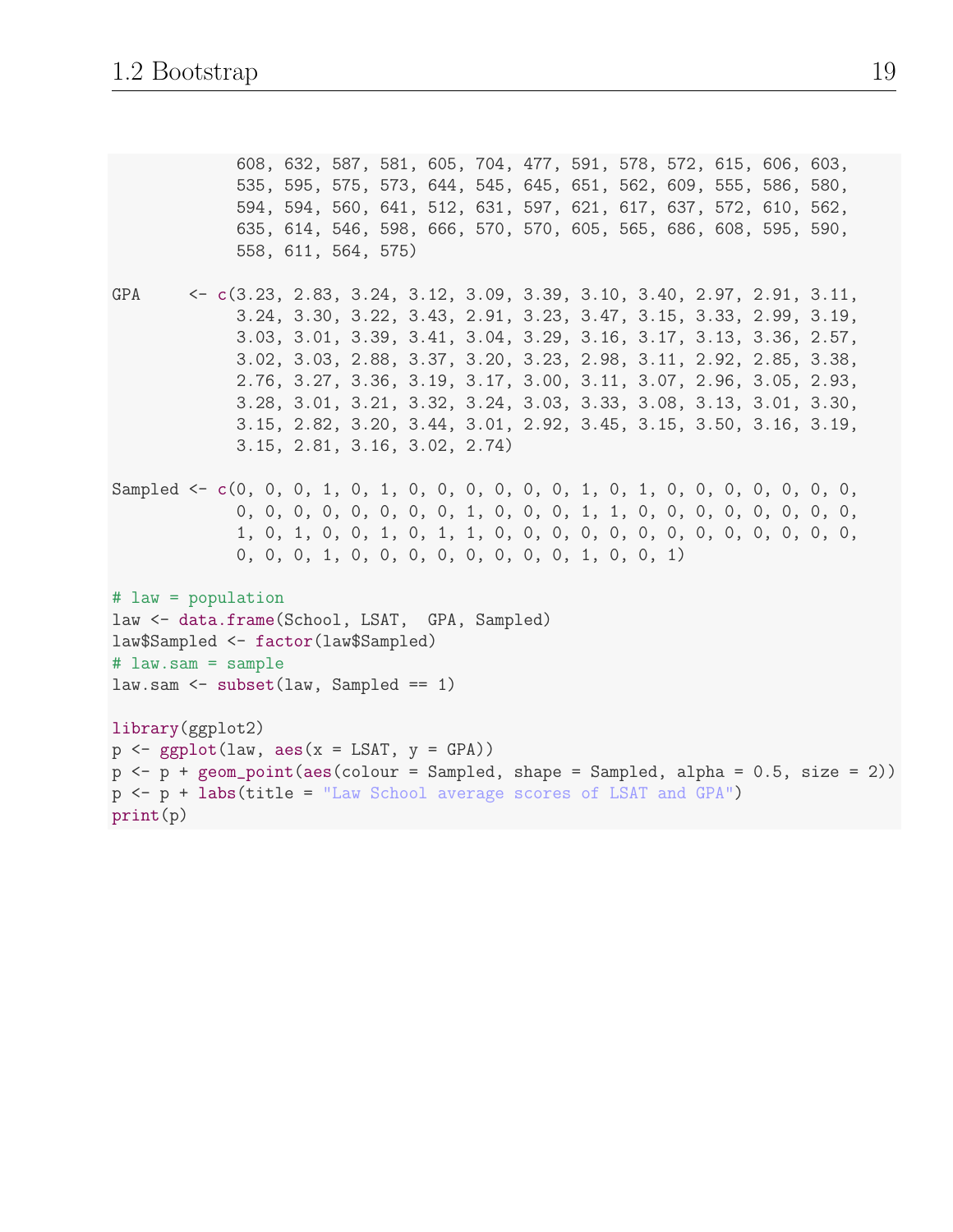```
             608, 632, 587, 581, 605, 704, 477, 591, 578, 572, 615, 606, 603,
             535, 595, 575, 573, 644, 545, 645, 651, 562, 609, 555, 586, 580,
             594, 594, 560, 641, 512, 631, 597, 621, 617, 637, 572, 610, 562,
             635, 614, 546, 598, 666, 570, 570, 605, 565, 686, 608, 595, 590,
             558, 611, 564, 575)

GPA     <- c(3.23, 2.83, 3.24, 3.12, 3.09, 3.39, 3.10, 3.40, 2.97, 2.91, 3.11,
             3.24, 3.30, 3.22, 3.43, 2.91, 3.23, 3.47, 3.15, 3.33, 2.99, 3.19,
             3.03, 3.01, 3.39, 3.41, 3.04, 3.29, 3.16, 3.17, 3.13, 3.36, 2.57,
             3.02, 3.03, 2.88, 3.37, 3.20, 3.23, 2.98, 3.11, 2.92, 2.85, 3.38,
             2.76, 3.27, 3.36, 3.19, 3.17, 3.00, 3.11, 3.07, 2.96, 3.05, 2.93,
             3.28, 3.01, 3.21, 3.32, 3.24, 3.03, 3.33, 3.08, 3.13, 3.01, 3.30,
             3.15, 2.82, 3.20, 3.44, 3.01, 2.92, 3.45, 3.15, 3.50, 3.16, 3.19,
             3.15, 2.81, 3.16, 3.02, 2.74)

Sampled <- c(0, 0, 0, 1, 0, 1, 0, 0, 0, 0, 0, 0, 1, 0, 1, 0, 0, 0, 0, 0, 0, 0,
             0, 0, 0, 0, 0, 0, 0, 0, 1, 0, 0, 0, 1, 1, 0, 0, 0, 0, 0, 0, 0, 0,
             1, 0, 1, 0, 0, 1, 0, 1, 1, 0, 0, 0, 0, 0, 0, 0, 0, 0, 0, 0, 0, 0,
             0, 0, 0, 1, 0, 0, 0, 0, 0, 0, 0, 0, 1, 0, 0, 1)

# law = population
law <- data.frame(School, LSAT,  GPA, Sampled)
law$Sampled <- factor(law$Sampled)
# law.sam = sample
law.sam <- subset(law, Sampled == 1)

library(ggplot2)
p <- ggplot(law, aes(x = LSAT, y = GPA))
p <- p + geom_point(aes(colour = Sampled, shape = Sampled, alpha = 0.5, size = 2))
p <- p + labs(title = "Law School average scores of LSAT and GPA")
print(p)
```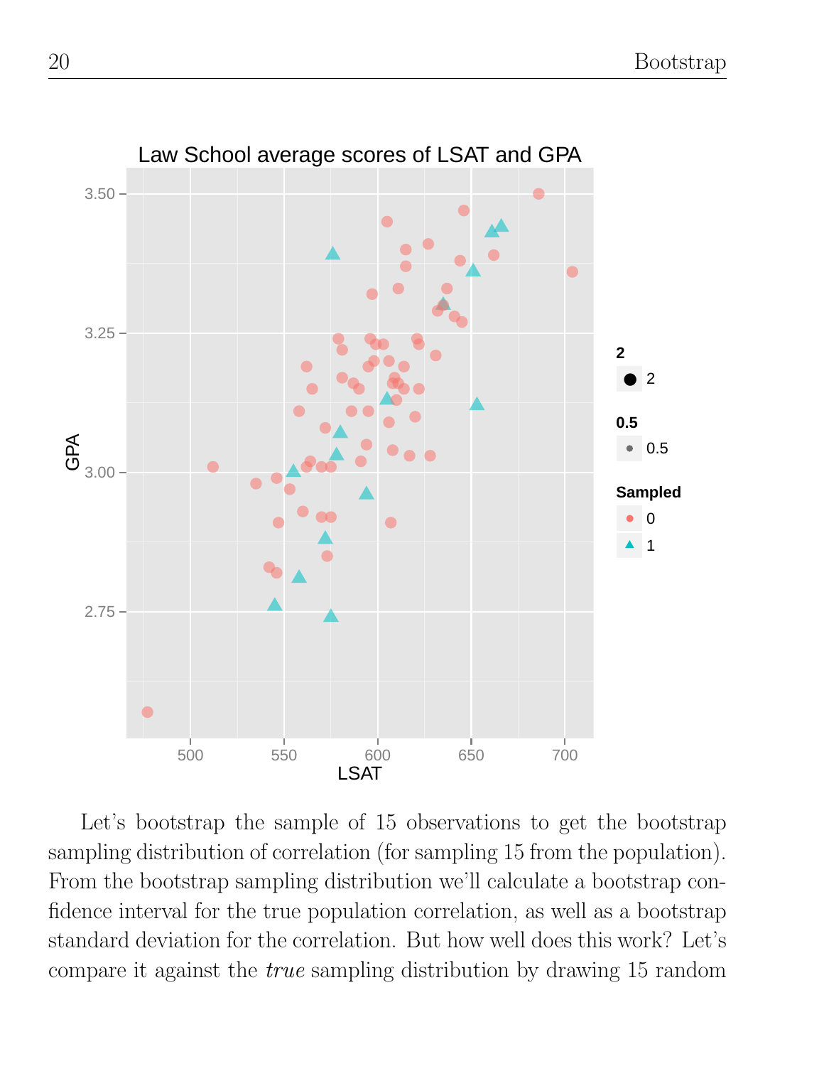Let's bootstrap the sample of 15 observations to get the bootstrap sampling distribution of correlation (for sampling 15 from the population). From the bootstrap sampling distribution we'll calculate a bootstrap confidence interval for the true population correlation, as well as a bootstrap standard deviation for the correlation. But how well does this work? Let's compare it against the *true* sampling distribution by drawing 15 random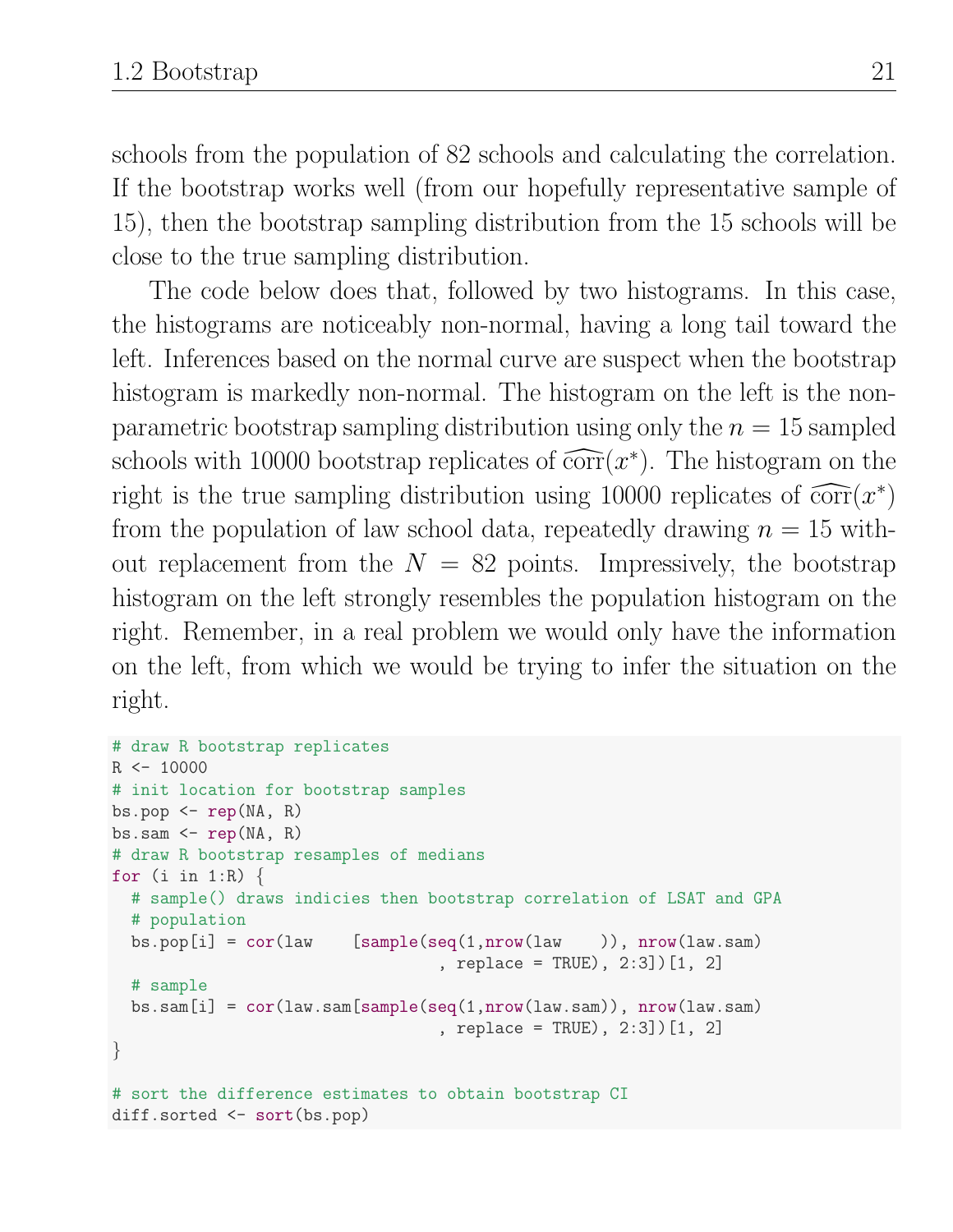schools from the population of 82 schools and calculating the correlation. If the bootstrap works well (from our hopefully representative sample of 15), then the bootstrap sampling distribution from the 15 schools will be close to the true sampling distribution.

The code below does that, followed by two histograms. In this case, the histograms are noticeably non-normal, having a long tail toward the left. Inferences based on the normal curve are suspect when the bootstrap histogram is markedly non-normal. The histogram on the left is the nonparametric bootstrap sampling distribution using only the $n = 15$ sampled schools with 10000 bootstrap replicates of $\widehat{\text{corr}}(x^*)$. The histogram on the right is the true sampling distribution using 10000 replicates of $\widehat{\text{corr}}(x^*)$ from the population of law school data, repeatedly drawing $n = 15$ without replacement from the $N = 82$ points. Impressively, the bootstrap histogram on the left strongly resembles the population histogram on the right. Remember, in a real problem we would only have the information on the left, from which we would be trying to infer the situation on the right.

```
# draw R bootstrap replicates
R <- 10000
# init location for bootstrap samples
bs.pop <- rep(NA, R)
bs.sam <- rep(NA, R)
# draw R bootstrap resamples of medians
for (i in 1:R) {
  # sample() draws indicies then bootstrap correlation of LSAT and GPA
  # population
  bs.pop[i] = cor(law    [sample(seq(1,nrow(law    )), nrow(law.sam)
                                 , replace = TRUE), 2:3])[1, 2]
  # sample
  bs.sam[i] = cor(law.sam[sample(seq(1,nrow(law.sam)), nrow(law.sam)
                                 , replace = TRUE), 2:3])[1, 2]
}

# sort the difference estimates to obtain bootstrap CI
diff.sorted <- sort(bs.pop)
```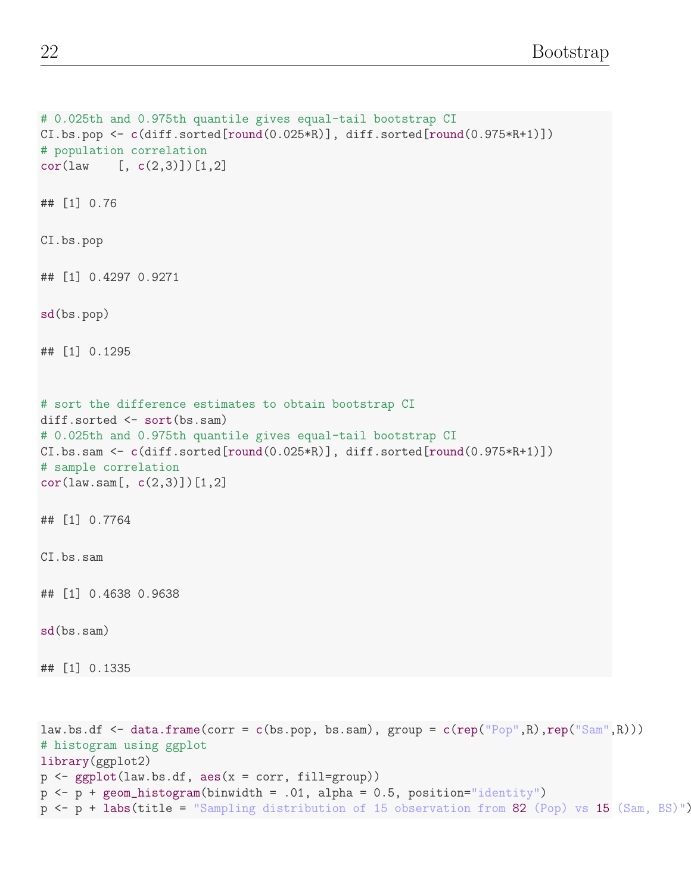```
# 0.025th and 0.975th quantile gives equal-tail bootstrap CI
CI.bs.pop <- c(diff.sorted[round(0.025*R)], diff.sorted[round(0.975*R+1)])
# population correlation
cor(law    [, c(2,3)])[1,2]

## [1] 0.76

CI.bs.pop

## [1] 0.4297 0.9271

sd(bs.pop)

## [1] 0.1295
```

```
# sort the difference estimates to obtain bootstrap CI
diff.sorted <- sort(bs.sam)
# 0.025th and 0.975th quantile gives equal-tail bootstrap CI
CI.bs.sam <- c(diff.sorted[round(0.025*R)], diff.sorted[round(0.975*R+1)])
# sample correlation
cor(law.sam[, c(2,3)])[1,2]

## [1] 0.7764

CI.bs.sam

## [1] 0.4638 0.9638

sd(bs.sam)

## [1] 0.1335
```

```
law.bs.df <- data.frame(corr = c(bs.pop, bs.sam), group = c(rep("Pop",R),rep("Sam",R)))
# histogram using ggplot
library(ggplot2)
p <- ggplot(law.bs.df, aes(x = corr, fill=group))
p <- p + geom_histogram(binwidth = .01, alpha = 0.5, position="identity")
p <- p + labs(title = "Sampling distribution of 15 observation from 82 (Pop) vs 15 (Sam, BS)")
```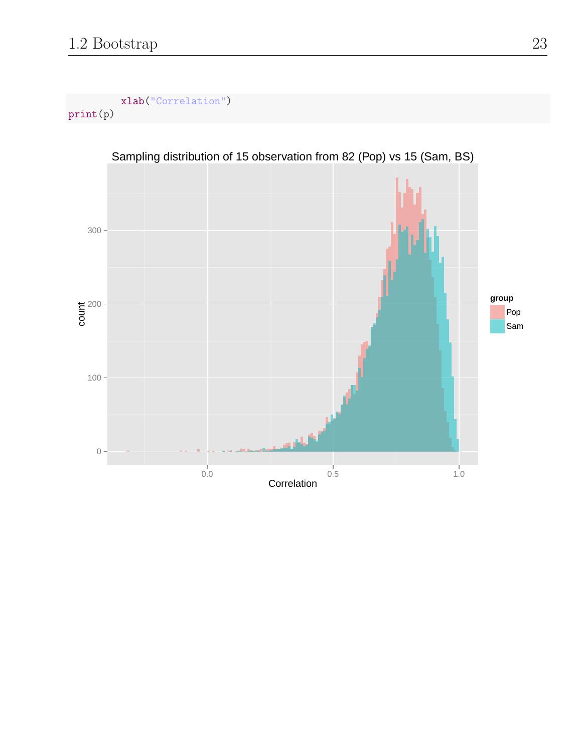```
        xlab("Correlation")
print(p)
```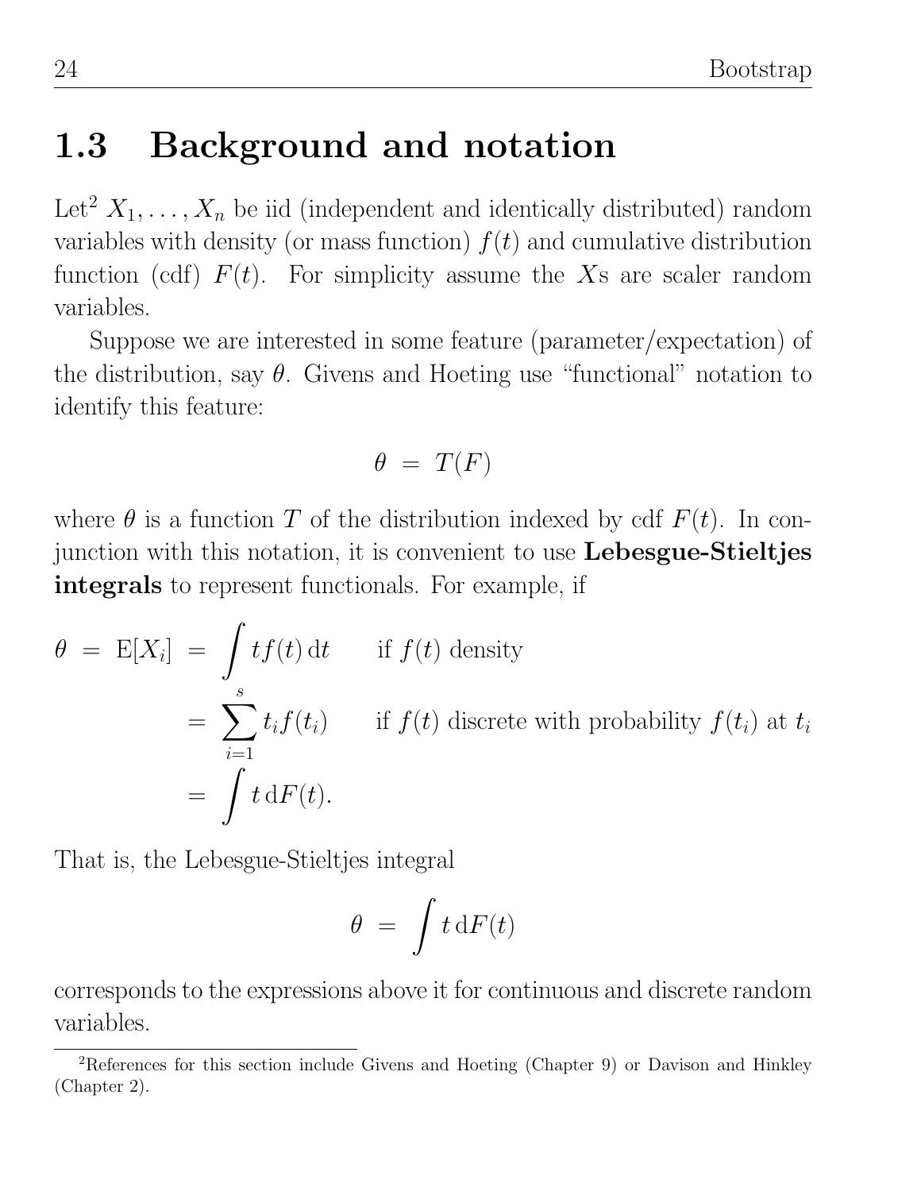## 1.3 Background and notation

Let[2] $X_1, \ldots, X_n$ be iid (independent and identically distributed) random variables with density (or mass function) $f(t)$ and cumulative distribution function (cdf) $F(t)$. For simplicity assume the $X$s are scaler random variables.

Suppose we are interested in some feature (parameter/expectation) of the distribution, say $\theta$. Givens and Hoeting use "functional" notation to identify this feature:

$$\theta \;=\; T(F)$$

where $\theta$ is a function $T$ of the distribution indexed by cdf $F(t)$. In conjunction with this notation, it is convenient to use **Lebesgue-Stieltjes integrals** to represent functionals. For example, if

$$\begin{aligned}
\theta \;=\; \mathrm{E}[X_i] \;&=\; \int t f(t)\,\mathrm{d}t \qquad \text{if } f(t) \text{ density} \\
&=\; \sum_{i=1}^{s} t_i f(t_i) \qquad \text{if } f(t) \text{ discrete with probability } f(t_i) \text{ at } t_i \\
&=\; \int t\,\mathrm{d}F(t).
\end{aligned}$$

That is, the Lebesgue-Stieltjes integral

$$\theta \;=\; \int t\,\mathrm{d}F(t)$$

corresponds to the expressions above it for continuous and discrete random variables.

[2] References for this section include Givens and Hoeting (Chapter 9) or Davison and Hinkley (Chapter 2).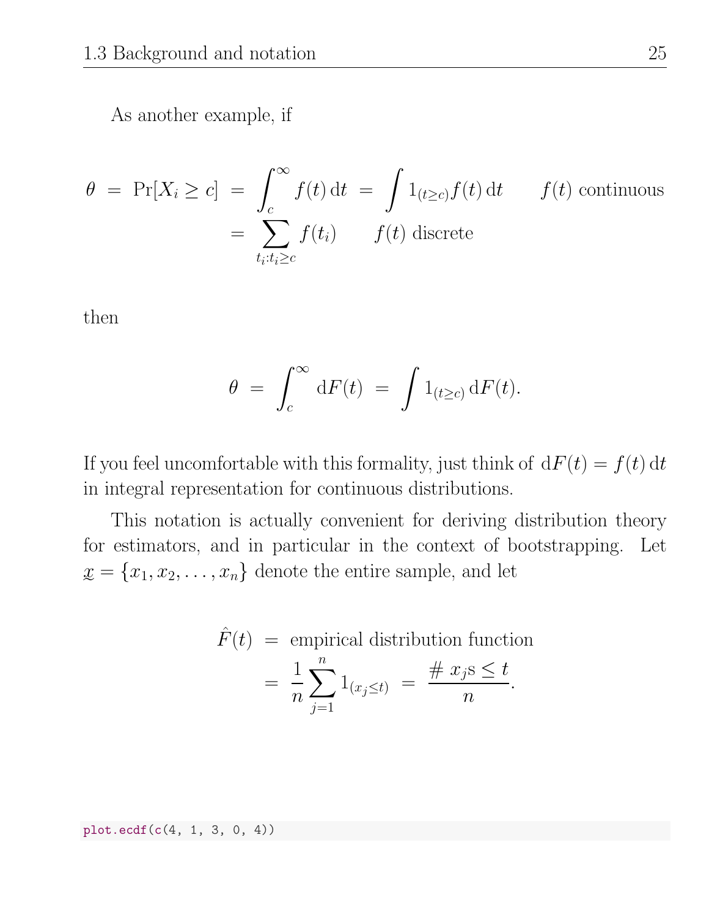As another example, if

$$
\begin{aligned}
\theta \;=\; \Pr[X_i \geq c] \;=\; \int_c^\infty f(t)\,\mathrm{d}t \;&=\; \int 1_{(t \geq c)} f(t)\,\mathrm{d}t \qquad f(t) \text{ continuous} \\
&=\; \sum_{t_i : t_i \geq c} f(t_i) \qquad f(t) \text{ discrete}
\end{aligned}
$$

then

$$
\theta \;=\; \int_c^\infty \mathrm{d}F(t) \;=\; \int 1_{(t \geq c)}\,\mathrm{d}F(t).
$$

If you feel uncomfortable with this formality, just think of $\mathrm{d}F(t) = f(t)\,\mathrm{d}t$ in integral representation for continuous distributions.

This notation is actually convenient for deriving distribution theory for estimators, and in particular in the context of bootstrapping. Let $\underset{\sim}{x} = \{x_1, x_2, \ldots, x_n\}$ denote the entire sample, and let

$$
\begin{aligned}
\hat{F}(t) \;&=\; \text{empirical distribution function} \\
&=\; \frac{1}{n} \sum_{j=1}^{n} 1_{(x_j \leq t)} \;=\; \frac{\#\, x_j\text{s} \leq t}{n}.
\end{aligned}
$$

```
plot.ecdf(c(4, 1, 3, 0, 4))
```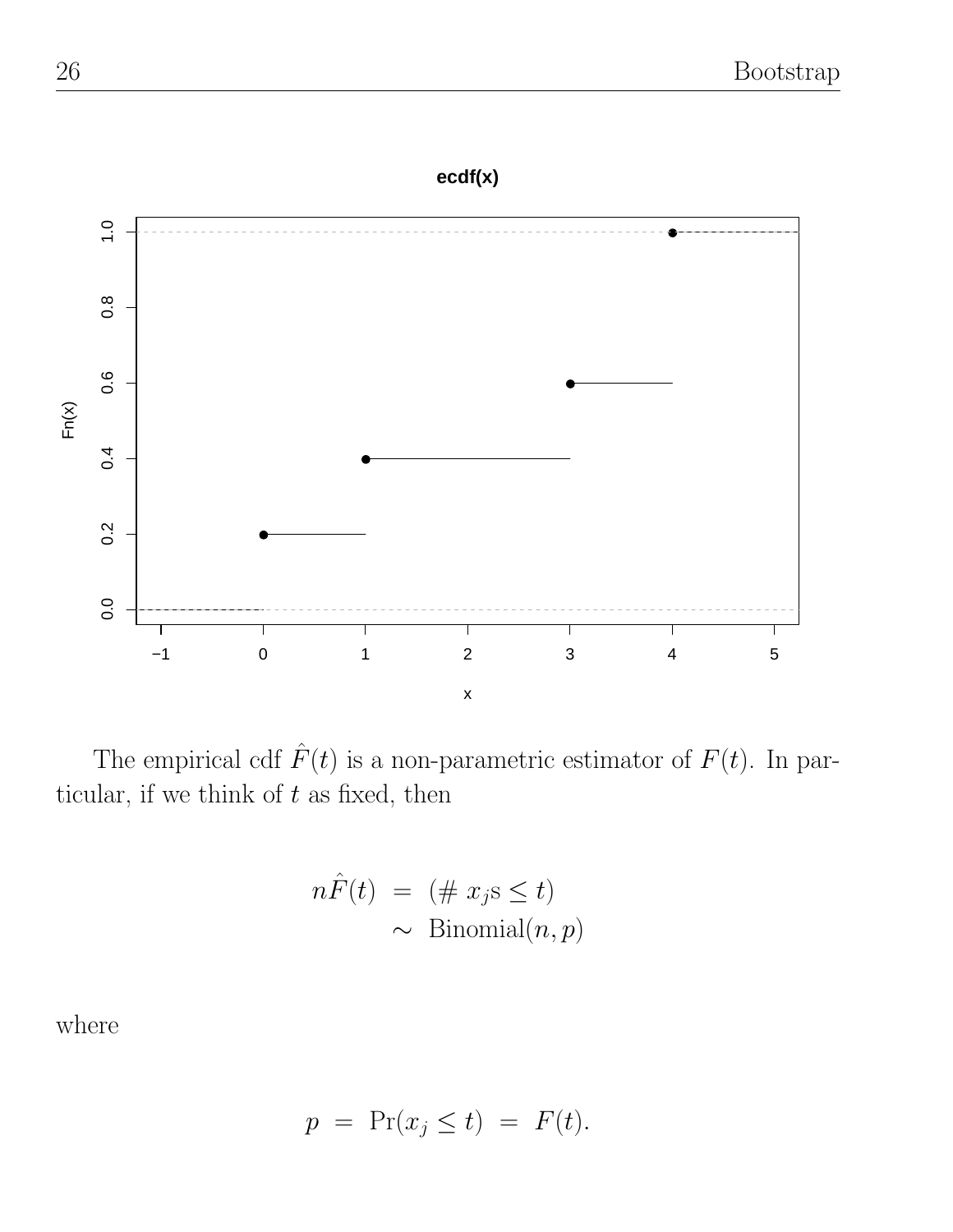The empirical cdf $\hat{F}(t)$ is a non-parametric estimator of $F(t)$. In particular, if we think of $t$ as fixed, then

$$
\begin{aligned}
n\hat{F}(t) &= (\#\ x_j\text{s} \leq t) \\
&\sim \text{Binomial}(n, p)
\end{aligned}
$$

where

$$
p = \Pr(x_j \leq t) = F(t).
$$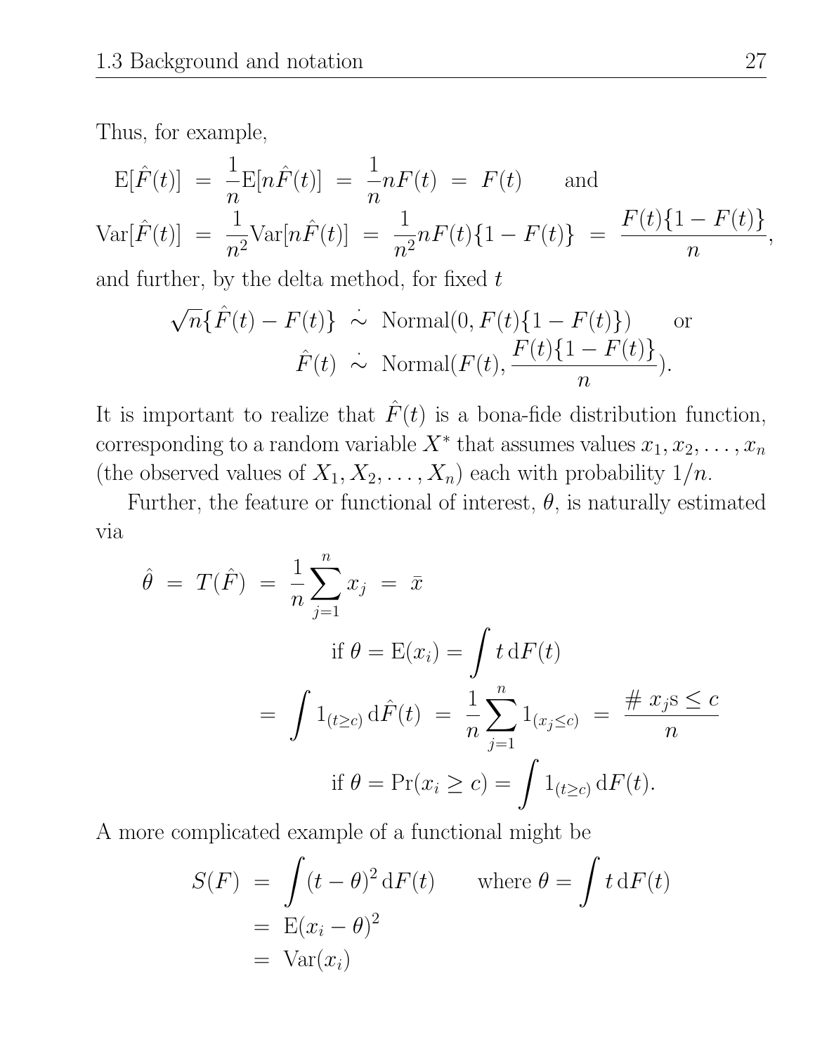Thus, for example,

$$
\begin{aligned}
\mathrm{E}[\hat{F}(t)] &= \frac{1}{n}\mathrm{E}[n\hat{F}(t)] = \frac{1}{n}nF(t) = F(t) \qquad \text{and} \\
\mathrm{Var}[\hat{F}(t)] &= \frac{1}{n^2}\mathrm{Var}[n\hat{F}(t)] = \frac{1}{n^2}nF(t)\{1-F(t)\} = \frac{F(t)\{1-F(t)\}}{n},
\end{aligned}
$$

and further, by the delta method, for fixed $t$

$$
\begin{aligned}
\sqrt{n}\{\hat{F}(t) - F(t)\} &\ \dot{\sim}\ \text{Normal}(0, F(t)\{1-F(t)\}) \qquad \text{or} \\
\hat{F}(t) &\ \dot{\sim}\ \text{Normal}(F(t), \frac{F(t)\{1-F(t)\}}{n}).
\end{aligned}
$$

It is important to realize that $\hat{F}(t)$ is a bona-fide distribution function, corresponding to a random variable $X^*$ that assumes values $x_1, x_2, \ldots, x_n$ (the observed values of $X_1, X_2, \ldots, X_n$) each with probability $1/n$.

Further, the feature or functional of interest, $\theta$, is naturally estimated via

$$
\begin{aligned}
\hat{\theta} &= T(\hat{F}) = \frac{1}{n}\sum_{j=1}^{n} x_j = \bar{x} \\
&\qquad\qquad \text{if } \theta = \mathrm{E}(x_i) = \int t \, \mathrm{d}F(t) \\
&= \int 1_{(t \geq c)} \, \mathrm{d}\hat{F}(t) = \frac{1}{n}\sum_{j=1}^{n} 1_{(x_j \leq c)} = \frac{\#\ x_j\text{s} \leq c}{n} \\
&\qquad\qquad \text{if } \theta = \Pr(x_i \geq c) = \int 1_{(t \geq c)} \, \mathrm{d}F(t).
\end{aligned}
$$

A more complicated example of a functional might be

$$
\begin{aligned}
S(F) &= \int (t-\theta)^2 \, \mathrm{d}F(t) \qquad \text{where } \theta = \int t \, \mathrm{d}F(t) \\
&= \mathrm{E}(x_i - \theta)^2 \\
&= \mathrm{Var}(x_i)
\end{aligned}
$$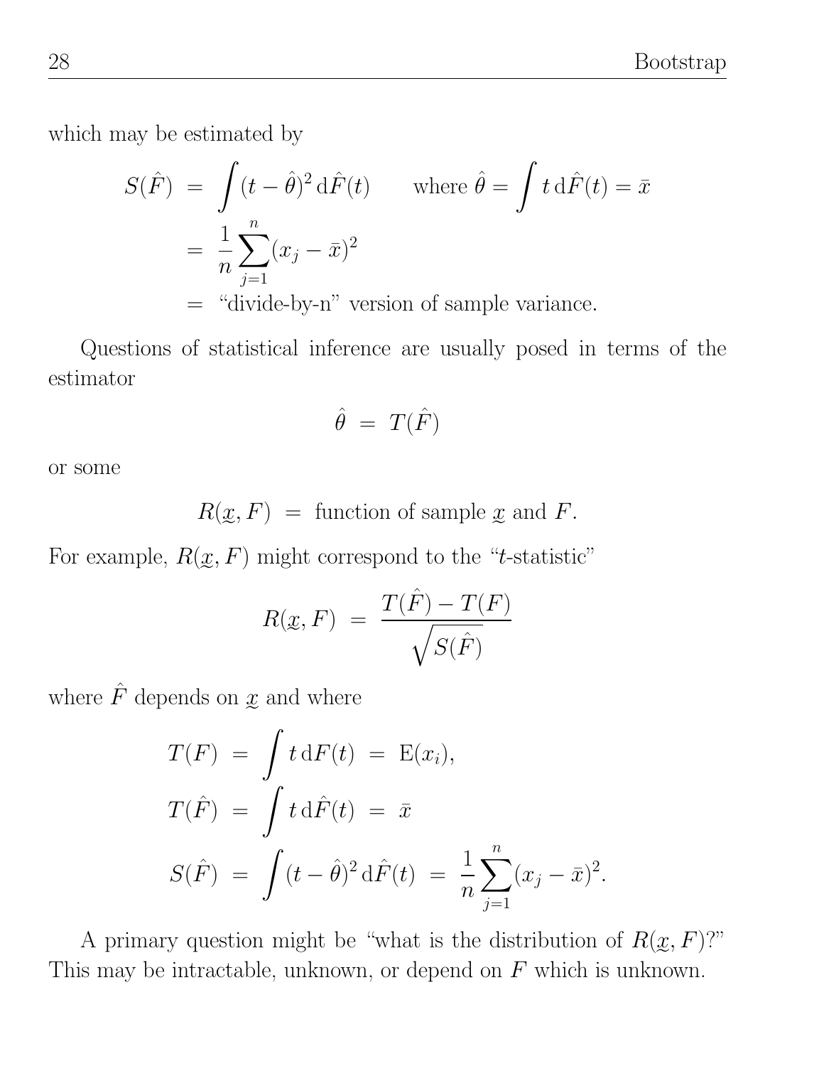which may be estimated by

$$
\begin{aligned}
S(\hat{F}) &= \int (t - \hat{\theta})^2 \, \mathrm{d}\hat{F}(t) \qquad \text{where } \hat{\theta} = \int t \, \mathrm{d}\hat{F}(t) = \bar{x} \\
&= \frac{1}{n} \sum_{j=1}^{n} (x_j - \bar{x})^2 \\
&= \text{“divide-by-n” version of sample variance.}
\end{aligned}
$$

Questions of statistical inference are usually posed in terms of the estimator

$$
\hat{\theta} = T(\hat{F})
$$

or some

$$
R(\underset{\sim}{x}, F) = \text{function of sample } \underset{\sim}{x} \text{ and } F.
$$

For example, $R(\underset{\sim}{x}, F)$ might correspond to the “$t$-statistic”

$$
R(\underset{\sim}{x}, F) = \frac{T(\hat{F}) - T(F)}{\sqrt{S(\hat{F})}}
$$

where $\hat{F}$ depends on $\underset{\sim}{x}$ and where

$$
\begin{aligned}
T(F) &= \int t \, \mathrm{d}F(t) = \mathrm{E}(x_i), \\
T(\hat{F}) &= \int t \, \mathrm{d}\hat{F}(t) = \bar{x} \\
S(\hat{F}) &= \int (t - \hat{\theta})^2 \, \mathrm{d}\hat{F}(t) = \frac{1}{n} \sum_{j=1}^{n} (x_j - \bar{x})^2.
\end{aligned}
$$

A primary question might be “what is the distribution of $R(\underset{\sim}{x}, F)$?” This may be intractable, unknown, or depend on $F$ which is unknown.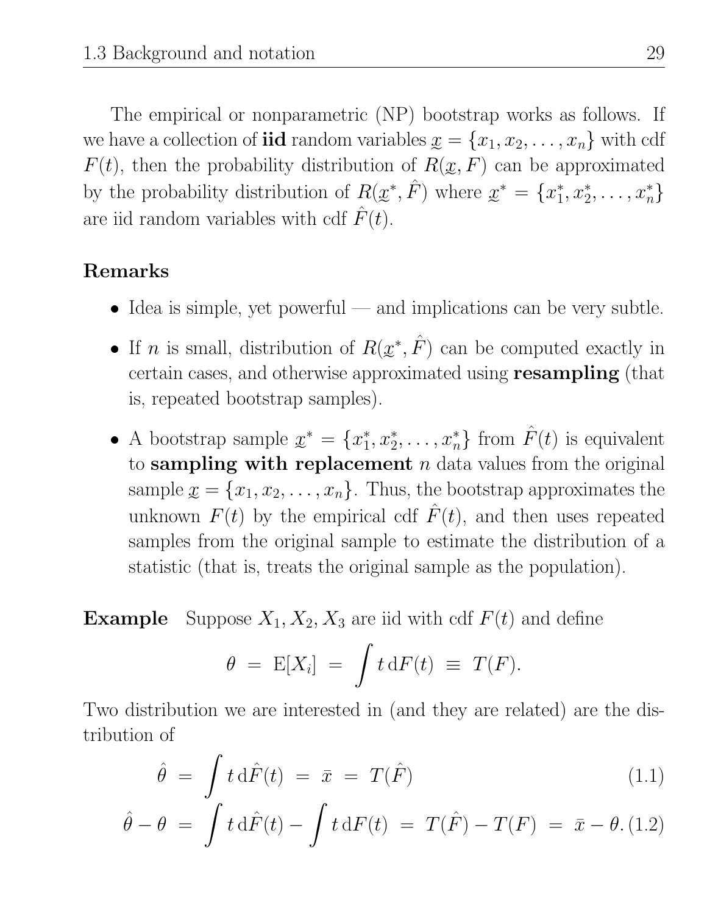The empirical or nonparametric (NP) bootstrap works as follows. If we have a collection of **iid** random variables $\underset{\sim}{x} = \{x_1, x_2, \ldots, x_n\}$ with cdf $F(t)$, then the probability distribution of $R(\underset{\sim}{x}, F)$ can be approximated by the probability distribution of $R(\underset{\sim}{x}^*, \hat{F})$ where $\underset{\sim}{x}^* = \{x_1^*, x_2^*, \ldots, x_n^*\}$ are iid random variables with cdf $\hat{F}(t)$.

**Remarks**

- Idea is simple, yet powerful — and implications can be very subtle.
- If $n$ is small, distribution of $R(\underset{\sim}{x}^*, \hat{F})$ can be computed exactly in certain cases, and otherwise approximated using **resampling** (that is, repeated bootstrap samples).
- A bootstrap sample $\underset{\sim}{x}^* = \{x_1^*, x_2^*, \ldots, x_n^*\}$ from $\hat{F}(t)$ is equivalent to **sampling with replacement** $n$ data values from the original sample $\underset{\sim}{x} = \{x_1, x_2, \ldots, x_n\}$. Thus, the bootstrap approximates the unknown $F(t)$ by the empirical cdf $\hat{F}(t)$, and then uses repeated samples from the original sample to estimate the distribution of a statistic (that is, treats the original sample as the population).

**Example** Suppose $X_1, X_2, X_3$ are iid with cdf $F(t)$ and define

$$\theta \;=\; \mathrm{E}[X_i] \;=\; \int t \, \mathrm{d}F(t) \;\equiv\; T(F).$$

Two distribution we are interested in (and they are related) are the distribution of

$$\hat{\theta} \;=\; \int t \, \mathrm{d}\hat{F}(t) \;=\; \bar{x} \;=\; T(\hat{F}) \tag{1.1}$$

$$\hat{\theta} - \theta \;=\; \int t \, \mathrm{d}\hat{F}(t) - \int t \, \mathrm{d}F(t) \;=\; T(\hat{F}) - T(F) \;=\; \bar{x} - \theta. \tag{1.2}$$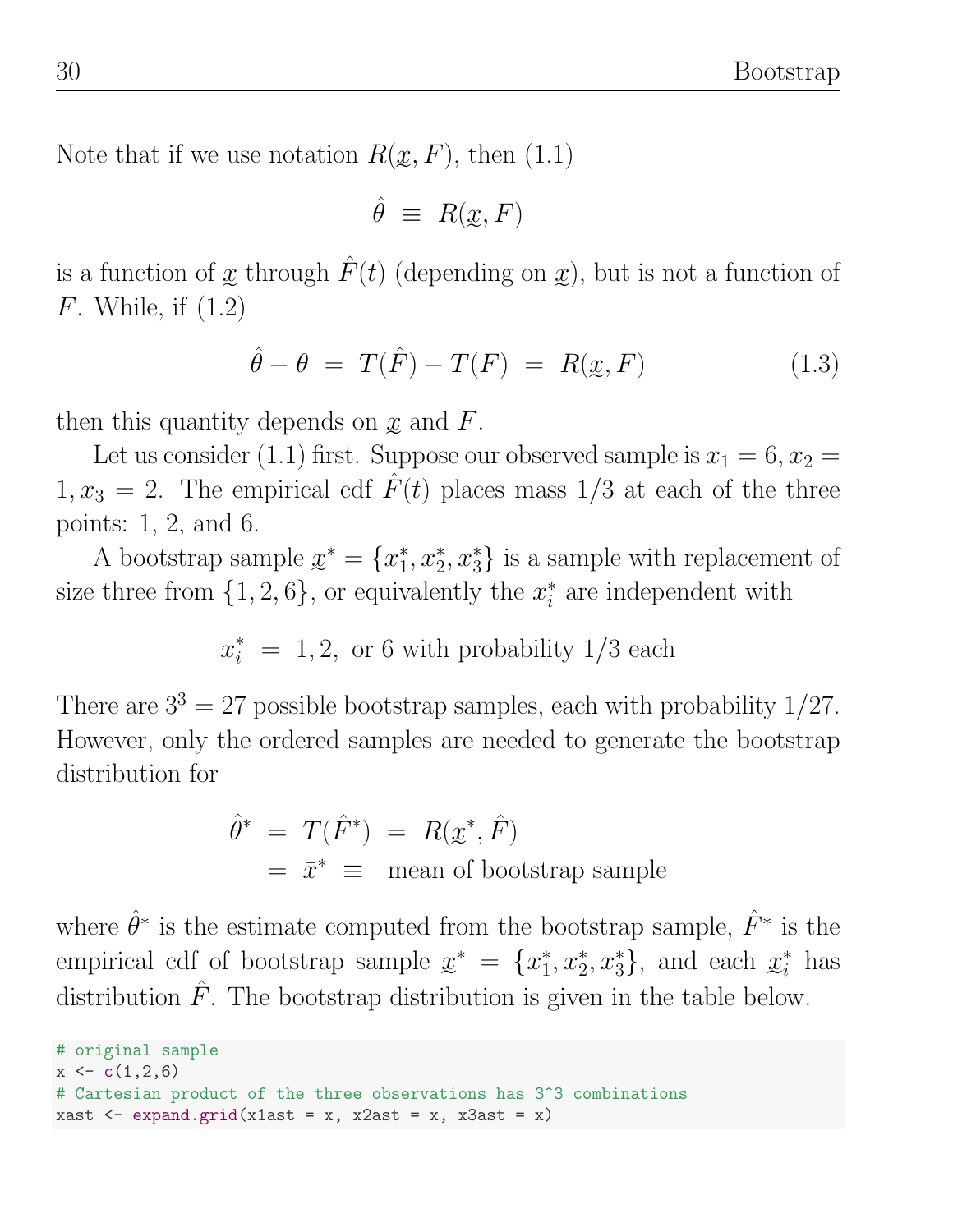Note that if we use notation $R(\underset{\sim}{x}, F)$, then (1.1)

$$\hat{\theta} \;\equiv\; R(\underset{\sim}{x}, F)$$

is a function of $\underset{\sim}{x}$ through $\hat{F}(t)$ (depending on $\underset{\sim}{x}$), but is not a function of $F$. While, if (1.2)

$$\hat{\theta} - \theta \;=\; T(\hat{F}) - T(F) \;=\; R(\underset{\sim}{x}, F) \tag{1.3}$$

then this quantity depends on $\underset{\sim}{x}$ and $F$.

Let us consider (1.1) first. Suppose our observed sample is $x_1 = 6, x_2 = 1, x_3 = 2$. The empirical cdf $\hat{F}(t)$ places mass 1/3 at each of the three points: 1, 2, and 6.

A bootstrap sample $\underset{\sim}{x}^* = \{x_1^*, x_2^*, x_3^*\}$ is a sample with replacement of size three from $\{1, 2, 6\}$, or equivalently the $x_i^*$ are independent with

$$x_i^* \;=\; 1, 2, \text{ or } 6 \text{ with probability } 1/3 \text{ each}$$

There are $3^3 = 27$ possible bootstrap samples, each with probability 1/27. However, only the ordered samples are needed to generate the bootstrap distribution for

$$\begin{aligned} \hat{\theta}^* \;&=\; T(\hat{F}^*) \;=\; R(\underset{\sim}{x}^*, \hat{F}) \\ &=\; \bar{x}^* \;\equiv\; \text{ mean of bootstrap sample} \end{aligned}$$

where $\hat{\theta}^*$ is the estimate computed from the bootstrap sample, $\hat{F}^*$ is the empirical cdf of bootstrap sample $\underset{\sim}{x}^* = \{x_1^*, x_2^*, x_3^*\}$, and each $\underset{\sim}{x}_i^*$ has distribution $\hat{F}$. The bootstrap distribution is given in the table below.

```
# original sample
x <- c(1,2,6)
# Cartesian product of the three observations has 3^3 combinations
xast <- expand.grid(x1ast = x, x2ast = x, x3ast = x)
```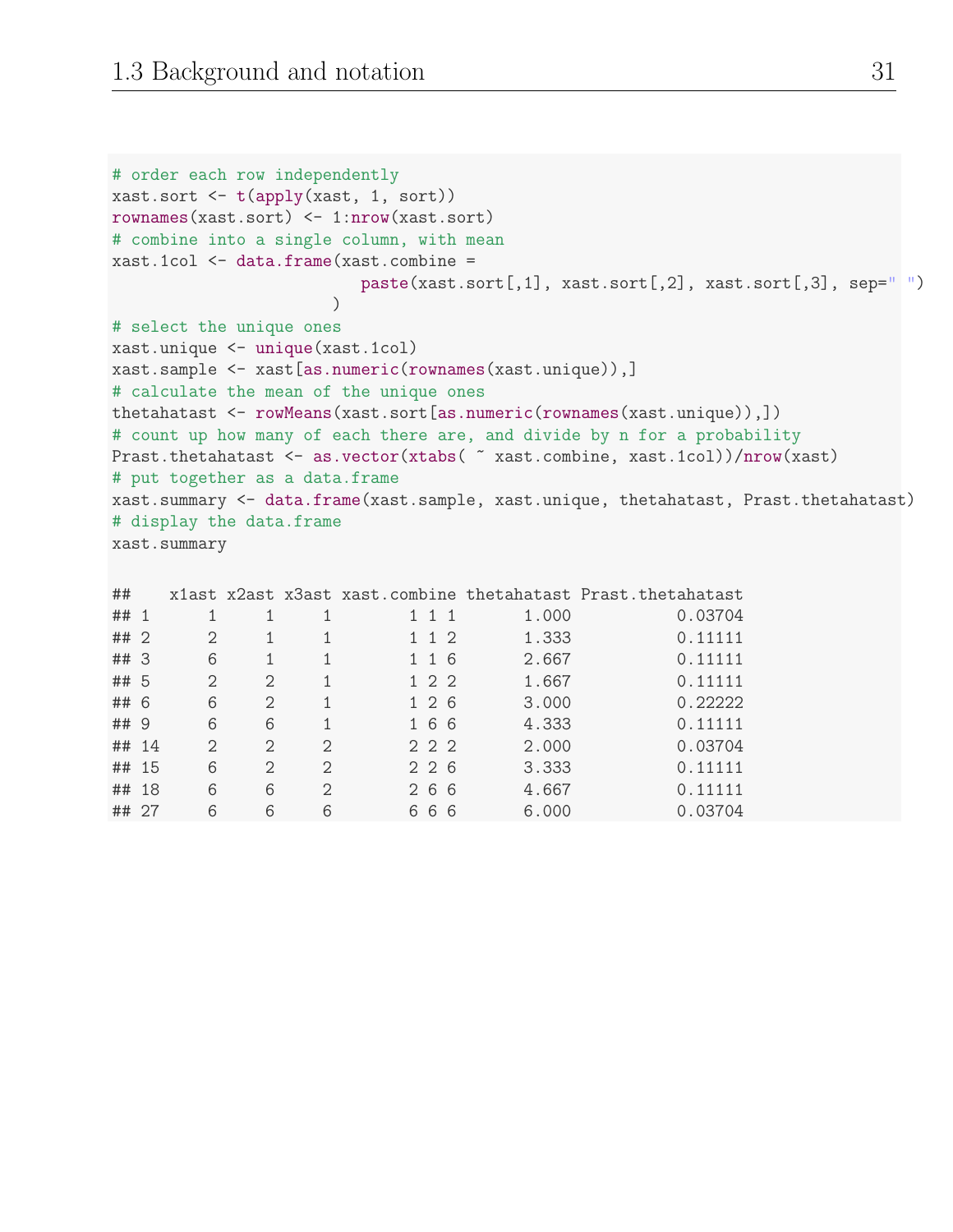```r
# order each row independently
xast.sort <- t(apply(xast, 1, sort))
rownames(xast.sort) <- 1:nrow(xast.sort)
# combine into a single column, with mean
xast.1col <- data.frame(xast.combine =
                          paste(xast.sort[,1], xast.sort[,2], xast.sort[,3], sep=" ")
                        )
# select the unique ones
xast.unique <- unique(xast.1col)
xast.sample <- xast[as.numeric(rownames(xast.unique)),]
# calculate the mean of the unique ones
thetahatast <- rowMeans(xast.sort[as.numeric(rownames(xast.unique)),])
# count up how many of each there are, and divide by n for a probability
Prast.thetahatast <- as.vector(xtabs( ~ xast.combine, xast.1col))/nrow(xast)
# put together as a data.frame
xast.summary <- data.frame(xast.sample, xast.unique, thetahatast, Prast.thetahatast)
# display the data.frame
xast.summary

##    x1ast x2ast x3ast xast.combine thetahatast Prast.thetahatast
## 1      1     1     1        1 1 1       1.000           0.03704
## 2      2     1     1        1 1 2       1.333           0.11111
## 3      6     1     1        1 1 6       2.667           0.11111
## 5      2     2     1        1 2 2       1.667           0.11111
## 6      6     2     1        1 2 6       3.000           0.22222
## 9      6     6     1        1 6 6       4.333           0.11111
## 14     2     2     2        2 2 2       2.000           0.03704
## 15     6     2     2        2 2 6       3.333           0.11111
## 18     6     6     2        2 6 6       4.667           0.11111
## 27     6     6     6        6 6 6       6.000           0.03704
```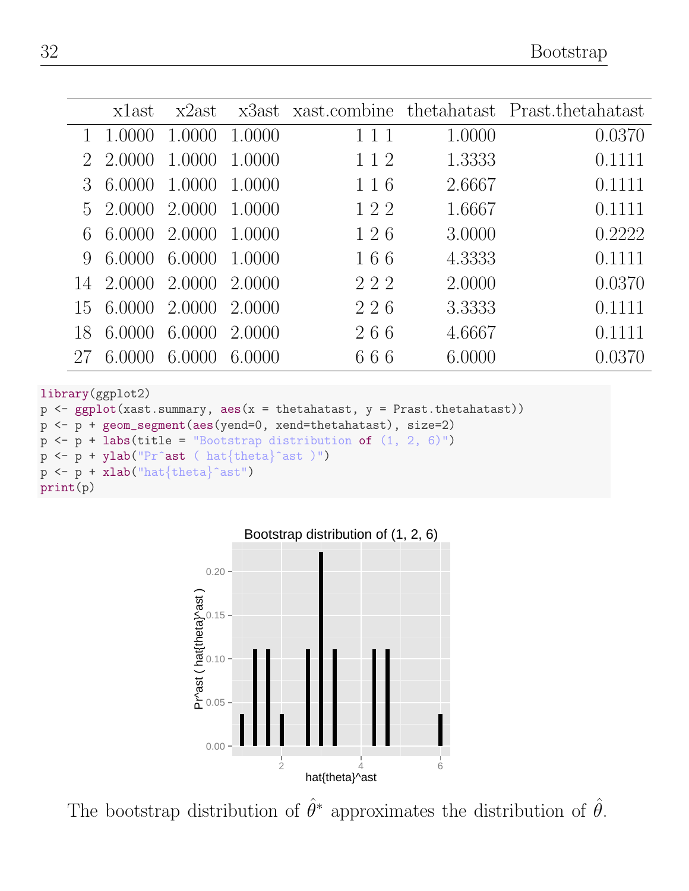|  | x1ast | x2ast | x3ast | xast.combine | thetahatast | Prast.thetahatast |
|---|---|---|---|---|---|---|
| 1 | 1.0000 | 1.0000 | 1.0000 | 1 1 1 | 1.0000 | 0.0370 |
| 2 | 2.0000 | 1.0000 | 1.0000 | 1 1 2 | 1.3333 | 0.1111 |
| 3 | 6.0000 | 1.0000 | 1.0000 | 1 1 6 | 2.6667 | 0.1111 |
| 5 | 2.0000 | 2.0000 | 1.0000 | 1 2 2 | 1.6667 | 0.1111 |
| 6 | 6.0000 | 2.0000 | 1.0000 | 1 2 6 | 3.0000 | 0.2222 |
| 9 | 6.0000 | 6.0000 | 1.0000 | 1 6 6 | 4.3333 | 0.1111 |
| 14 | 2.0000 | 2.0000 | 2.0000 | 2 2 2 | 2.0000 | 0.0370 |
| 15 | 6.0000 | 2.0000 | 2.0000 | 2 2 6 | 3.3333 | 0.1111 |
| 18 | 6.0000 | 6.0000 | 2.0000 | 2 6 6 | 4.6667 | 0.1111 |
| 27 | 6.0000 | 6.0000 | 6.0000 | 6 6 6 | 6.0000 | 0.0370 |

```
library(ggplot2)
p <- ggplot(xast.summary, aes(x = thetahatast, y = Prast.thetahatast))
p <- p + geom_segment(aes(yend=0, xend=thetahatast), size=2)
p <- p + labs(title = "Bootstrap distribution of (1, 2, 6)")
p <- p + ylab("Pr^ast ( hat{theta}^ast )")
p <- p + xlab("hat{theta}^ast")
print(p)
```

Bootstrap distribution of (1, 2, 6)

The bootstrap distribution of $\hat{\theta}^*$ approximates the distribution of $\hat{\theta}$.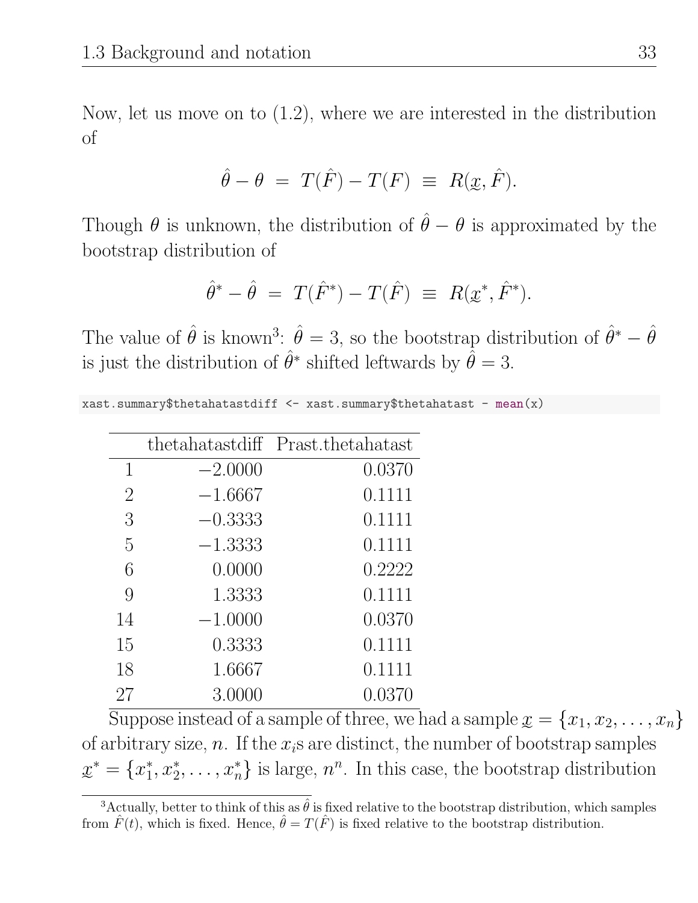Now, let us move on to (1.2), where we are interested in the distribution of

$$\hat{\theta} - \theta \;=\; T(\hat{F}) - T(F) \;\equiv\; R(\underset{\sim}{x}, \hat{F}).$$

Though $\theta$ is unknown, the distribution of $\hat{\theta} - \theta$ is approximated by the bootstrap distribution of

$$\hat{\theta}^* - \hat{\theta} \;=\; T(\hat{F}^*) - T(\hat{F}) \;\equiv\; R(\underset{\sim}{x}^*, \hat{F}^*).$$

The value of $\hat{\theta}$ is known[3]: $\hat{\theta} = 3$, so the bootstrap distribution of $\hat{\theta}^* - \hat{\theta}$ is just the distribution of $\hat{\theta}^*$ shifted leftwards by $\hat{\theta} = 3$.

```
xast.summary$thetahatastdiff <- xast.summary$thetahatast - mean(x)
```

| | thetahatastdiff | Prast.thetahatast |
|---|---:|---:|
| 1 | −2.0000 | 0.0370 |
| 2 | −1.6667 | 0.1111 |
| 3 | −0.3333 | 0.1111 |
| 5 | −1.3333 | 0.1111 |
| 6 | 0.0000 | 0.2222 |
| 9 | 1.3333 | 0.1111 |
| 14 | −1.0000 | 0.0370 |
| 15 | 0.3333 | 0.1111 |
| 18 | 1.6667 | 0.1111 |
| 27 | 3.0000 | 0.0370 |

Suppose instead of a sample of three, we had a sample $\underset{\sim}{x} = \{x_1, x_2, \ldots, x_n\}$ of arbitrary size, $n$. If the $x_i$s are distinct, the number of bootstrap samples $\underset{\sim}{x}^* = \{x_1^*, x_2^*, \ldots, x_n^*\}$ is large, $n^n$. In this case, the bootstrap distribution

[3]Actually, better to think of this as $\hat{\theta}$ is fixed relative to the bootstrap distribution, which samples from $\hat{F}(t)$, which is fixed. Hence, $\hat{\theta} = T(\hat{F})$ is fixed relative to the bootstrap distribution.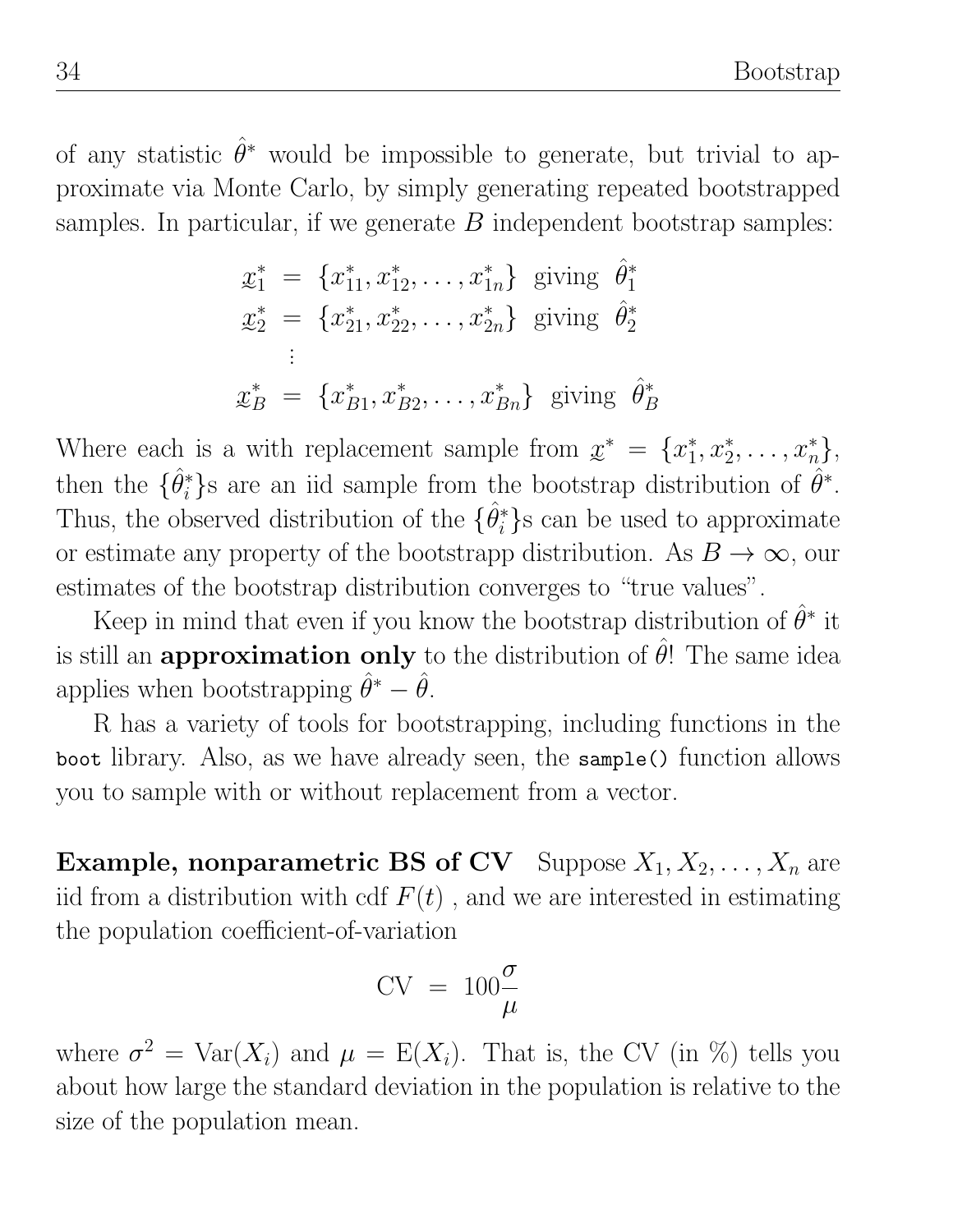of any statistic $\hat{\theta}^*$ would be impossible to generate, but trivial to approximate via Monte Carlo, by simply generating repeated bootstrapped samples. In particular, if we generate $B$ independent bootstrap samples:

$$
\begin{aligned}
\underset{\sim}{x}_1^* &= \{x_{11}^*, x_{12}^*, \ldots, x_{1n}^*\} \text{ giving } \hat{\theta}_1^* \\
\underset{\sim}{x}_2^* &= \{x_{21}^*, x_{22}^*, \ldots, x_{2n}^*\} \text{ giving } \hat{\theta}_2^* \\
&\vdots \\
\underset{\sim}{x}_B^* &= \{x_{B1}^*, x_{B2}^*, \ldots, x_{Bn}^*\} \text{ giving } \hat{\theta}_B^*
\end{aligned}
$$

Where each is a with replacement sample from $\underset{\sim}{x}^* = \{x_1^*, x_2^*, \ldots, x_n^*\}$, then the $\{\hat{\theta}_i^*\}$s are an iid sample from the bootstrap distribution of $\hat{\theta}^*$. Thus, the observed distribution of the $\{\hat{\theta}_i^*\}$s can be used to approximate or estimate any property of the bootstrapp distribution. As $B \to \infty$, our estimates of the bootstrap distribution converges to "true values".

Keep in mind that even if you know the bootstrap distribution of $\hat{\theta}^*$ it is still an **approximation only** to the distribution of $\hat{\theta}$! The same idea applies when bootstrapping $\hat{\theta}^* - \hat{\theta}$.

R has a variety of tools for bootstrapping, including functions in the `boot` library. Also, as we have already seen, the `sample()` function allows you to sample with or without replacement from a vector.

**Example, nonparametric BS of CV** Suppose $X_1, X_2, \ldots, X_n$ are iid from a distribution with cdf $F(t)$ , and we are interested in estimating the population coefficient-of-variation

$$
\text{CV} = 100\frac{\sigma}{\mu}
$$

where $\sigma^2 = \text{Var}(X_i)$ and $\mu = \text{E}(X_i)$. That is, the CV (in %) tells you about how large the standard deviation in the population is relative to the size of the population mean.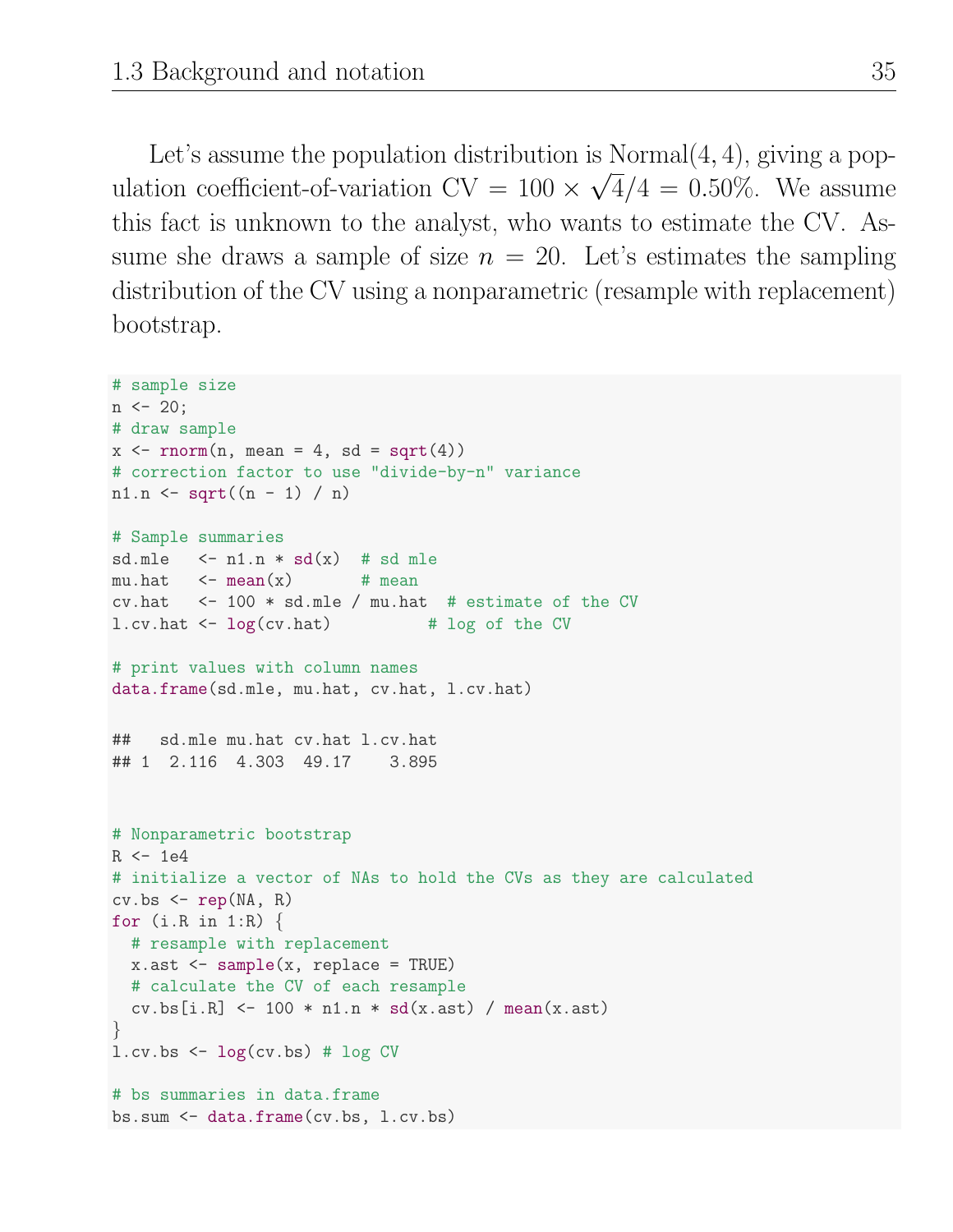Let's assume the population distribution is Normal(4, 4), giving a population coefficient-of-variation $\text{CV} = 100 \times \sqrt{4}/4 = 0.50\%$. We assume this fact is unknown to the analyst, who wants to estimate the CV. Assume she draws a sample of size $n = 20$. Let's estimates the sampling distribution of the CV using a nonparametric (resample with replacement) bootstrap.

```
# sample size
n <- 20;
# draw sample
x <- rnorm(n, mean = 4, sd = sqrt(4))
# correction factor to use "divide-by-n" variance
n1.n <- sqrt((n - 1) / n)

# Sample summaries
sd.mle   <- n1.n * sd(x)  # sd mle
mu.hat   <- mean(x)       # mean
cv.hat   <- 100 * sd.mle / mu.hat  # estimate of the CV
l.cv.hat <- log(cv.hat)         # log of the CV

# print values with column names
data.frame(sd.mle, mu.hat, cv.hat, l.cv.hat)

##   sd.mle mu.hat cv.hat l.cv.hat
## 1  2.116  4.303  49.17    3.895


# Nonparametric bootstrap
R <- 1e4
# initialize a vector of NAs to hold the CVs as they are calculated
cv.bs <- rep(NA, R)
for (i.R in 1:R) {
  # resample with replacement
  x.ast <- sample(x, replace = TRUE)
  # calculate the CV of each resample
  cv.bs[i.R] <- 100 * n1.n * sd(x.ast) / mean(x.ast)
}
l.cv.bs <- log(cv.bs) # log CV

# bs summaries in data.frame
bs.sum <- data.frame(cv.bs, l.cv.bs)
```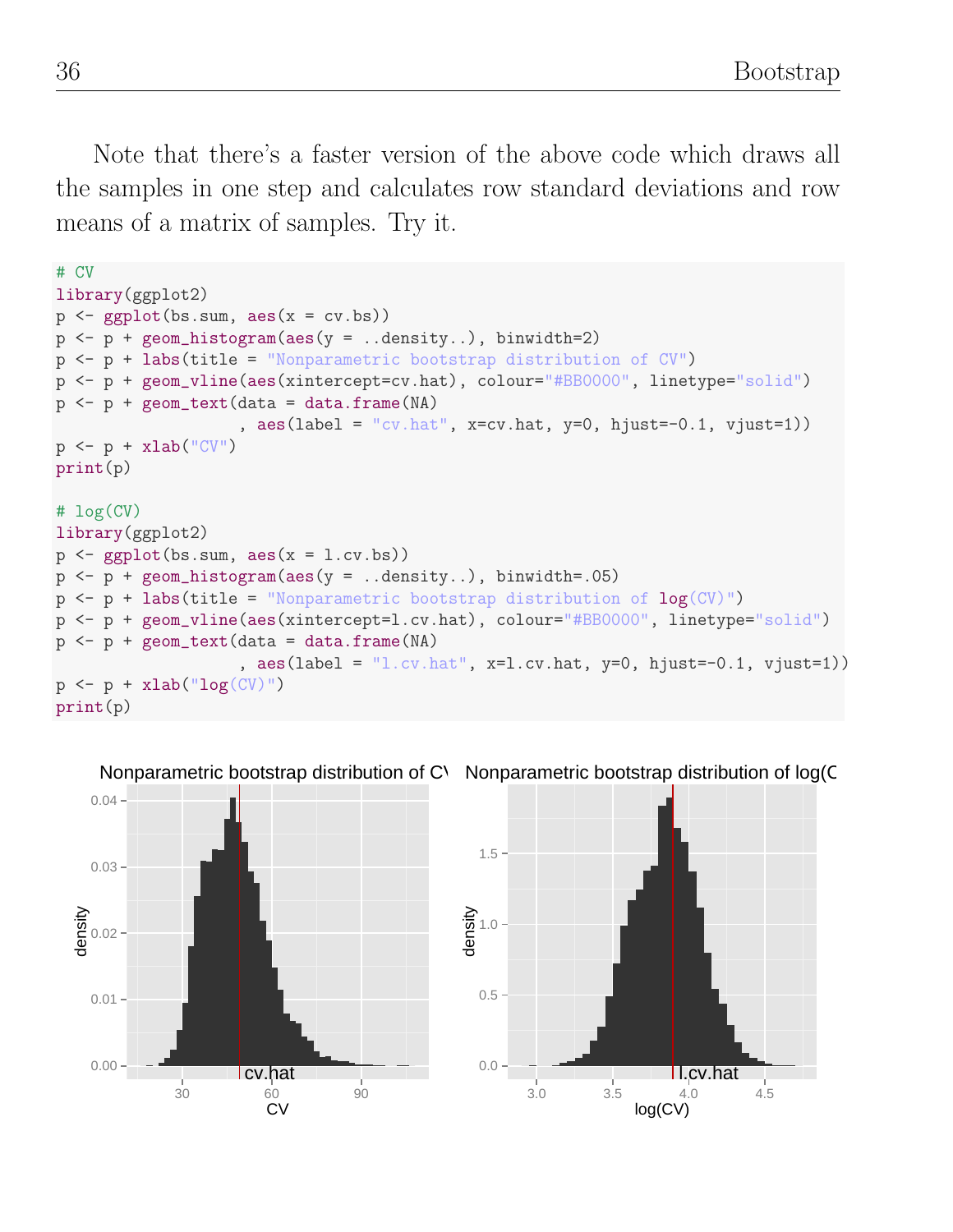Note that there's a faster version of the above code which draws all the samples in one step and calculates row standard deviations and row means of a matrix of samples. Try it.

```
# CV
library(ggplot2)
p <- ggplot(bs.sum, aes(x = cv.bs))
p <- p + geom_histogram(aes(y = ..density..), binwidth=2)
p <- p + labs(title = "Nonparametric bootstrap distribution of CV")
p <- p + geom_vline(aes(xintercept=cv.hat), colour="#BB0000", linetype="solid")
p <- p + geom_text(data = data.frame(NA)
                  , aes(label = "cv.hat", x=cv.hat, y=0, hjust=-0.1, vjust=1))
p <- p + xlab("CV")
print(p)

# log(CV)
library(ggplot2)
p <- ggplot(bs.sum, aes(x = l.cv.bs))
p <- p + geom_histogram(aes(y = ..density..), binwidth=.05)
p <- p + labs(title = "Nonparametric bootstrap distribution of log(CV)")
p <- p + geom_vline(aes(xintercept=l.cv.hat), colour="#BB0000", linetype="solid")
p <- p + geom_text(data = data.frame(NA)
                  , aes(label = "l.cv.hat", x=l.cv.hat, y=0, hjust=-0.1, vjust=1))
p <- p + xlab("log(CV)")
print(p)
```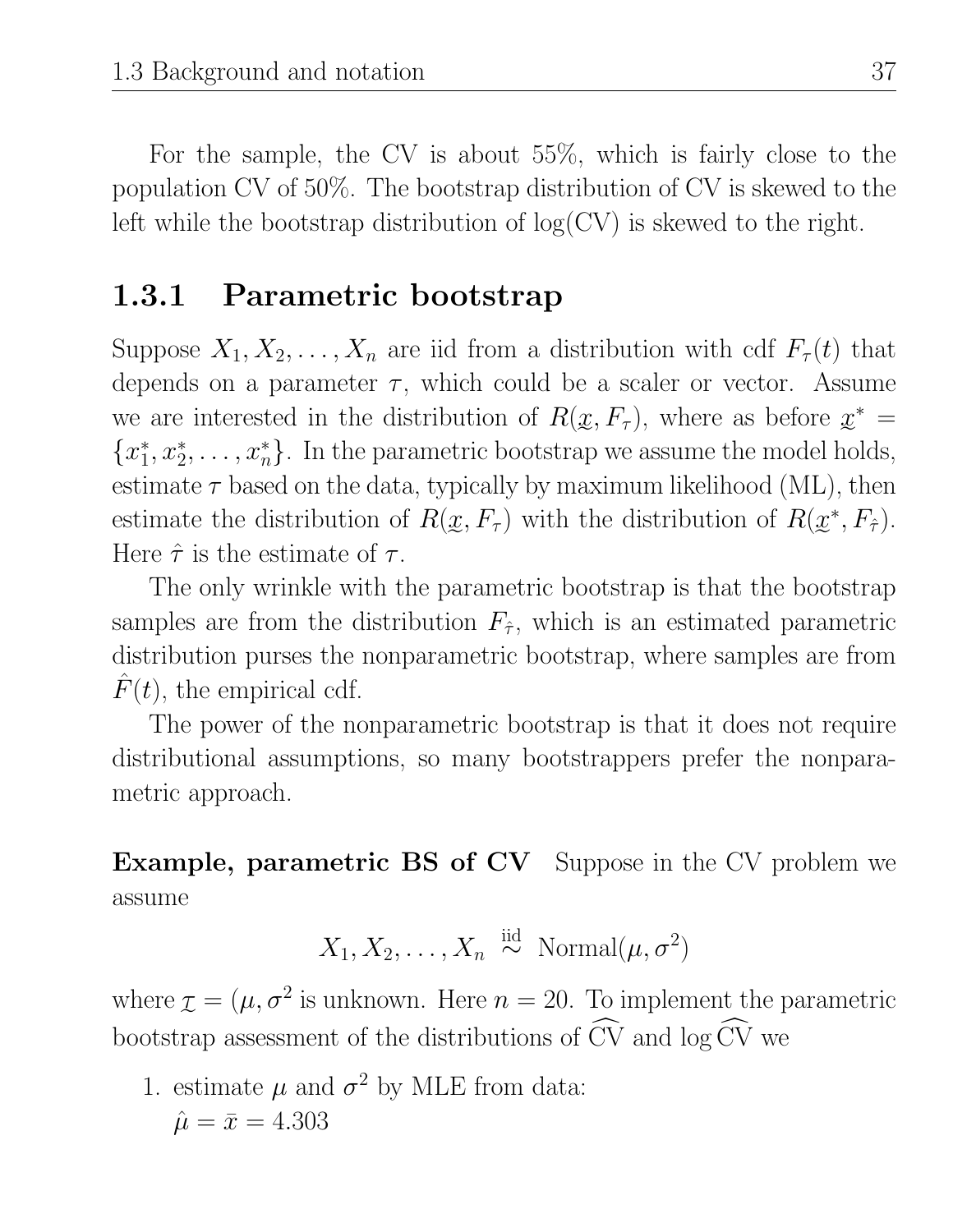For the sample, the CV is about 55%, which is fairly close to the population CV of 50%. The bootstrap distribution of CV is skewed to the left while the bootstrap distribution of log(CV) is skewed to the right.

### 1.3.1 Parametric bootstrap

Suppose $X_1, X_2, \ldots, X_n$ are iid from a distribution with cdf $F_\tau(t)$ that depends on a parameter $\tau$, which could be a scaler or vector. Assume we are interested in the distribution of $R(\underset{\sim}{x}, F_\tau)$, where as before $\underset{\sim}{x}^* = \{x_1^*, x_2^*, \ldots, x_n^*\}$. In the parametric bootstrap we assume the model holds, estimate $\tau$ based on the data, typically by maximum likelihood (ML), then estimate the distribution of $R(\underset{\sim}{x}, F_\tau)$ with the distribution of $R(\underset{\sim}{x}^*, F_{\hat{\tau}})$. Here $\hat{\tau}$ is the estimate of $\tau$.

The only wrinkle with the parametric bootstrap is that the bootstrap samples are from the distribution $F_{\hat{\tau}}$, which is an estimated parametric distribution purses the nonparametric bootstrap, where samples are from $\hat{F}(t)$, the empirical cdf.

The power of the nonparametric bootstrap is that it does not require distributional assumptions, so many bootstrappers prefer the nonparametric approach.

**Example, parametric BS of CV** Suppose in the CV problem we assume

$$X_1, X_2, \ldots, X_n \overset{\text{iid}}{\sim} \text{Normal}(\mu, \sigma^2)$$

where $\underset{\sim}{\tau} = (\mu, \sigma^2$ is unknown. Here $n = 20$. To implement the parametric bootstrap assessment of the distributions of $\widehat{\text{CV}}$ and $\log \widehat{\text{CV}}$ we

1. estimate $\mu$ and $\sigma^2$ by MLE from data:
   $\hat{\mu} = \bar{x} = 4.303$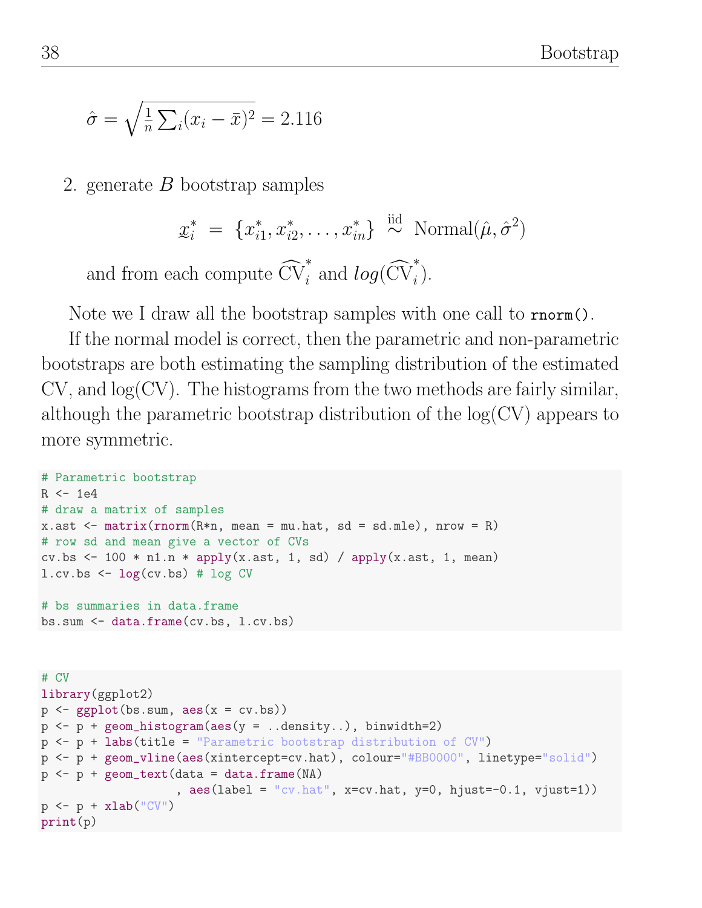$$\hat{\sigma} = \sqrt{\frac{1}{n}\sum_i (x_i - \bar{x})^2} = 2.116$$

2. generate $B$ bootstrap samples

$$\underset{\sim}{x}_i^* \;=\; \{x_{i1}^*, x_{i2}^*, \ldots, x_{in}^*\} \overset{\text{iid}}{\sim} \text{Normal}(\hat{\mu}, \hat{\sigma}^2)$$

and from each compute $\widehat{\text{CV}}_i^*$ and $log(\widehat{\text{CV}}_i^*)$.

Note we I draw all the bootstrap samples with one call to `rnorm()`.

If the normal model is correct, then the parametric and non-parametric bootstraps are both estimating the sampling distribution of the estimated CV, and log(CV). The histograms from the two methods are fairly similar, although the parametric bootstrap distribution of the log(CV) appears to more symmetric.

```
# Parametric bootstrap
R <- 1e4
# draw a matrix of samples
x.ast <- matrix(rnorm(R*n, mean = mu.hat, sd = sd.mle), nrow = R)
# row sd and mean give a vector of CVs
cv.bs <- 100 * n1.n * apply(x.ast, 1, sd) / apply(x.ast, 1, mean)
l.cv.bs <- log(cv.bs) # log CV

# bs summaries in data.frame
bs.sum <- data.frame(cv.bs, l.cv.bs)
```

```
# CV
library(ggplot2)
p <- ggplot(bs.sum, aes(x = cv.bs))
p <- p + geom_histogram(aes(y = ..density..), binwidth=2)
p <- p + labs(title = "Parametric bootstrap distribution of CV")
p <- p + geom_vline(aes(xintercept=cv.hat), colour="#BB0000", linetype="solid")
p <- p + geom_text(data = data.frame(NA)
                  , aes(label = "cv.hat", x=cv.hat, y=0, hjust=-0.1, vjust=1))
p <- p + xlab("CV")
print(p)
```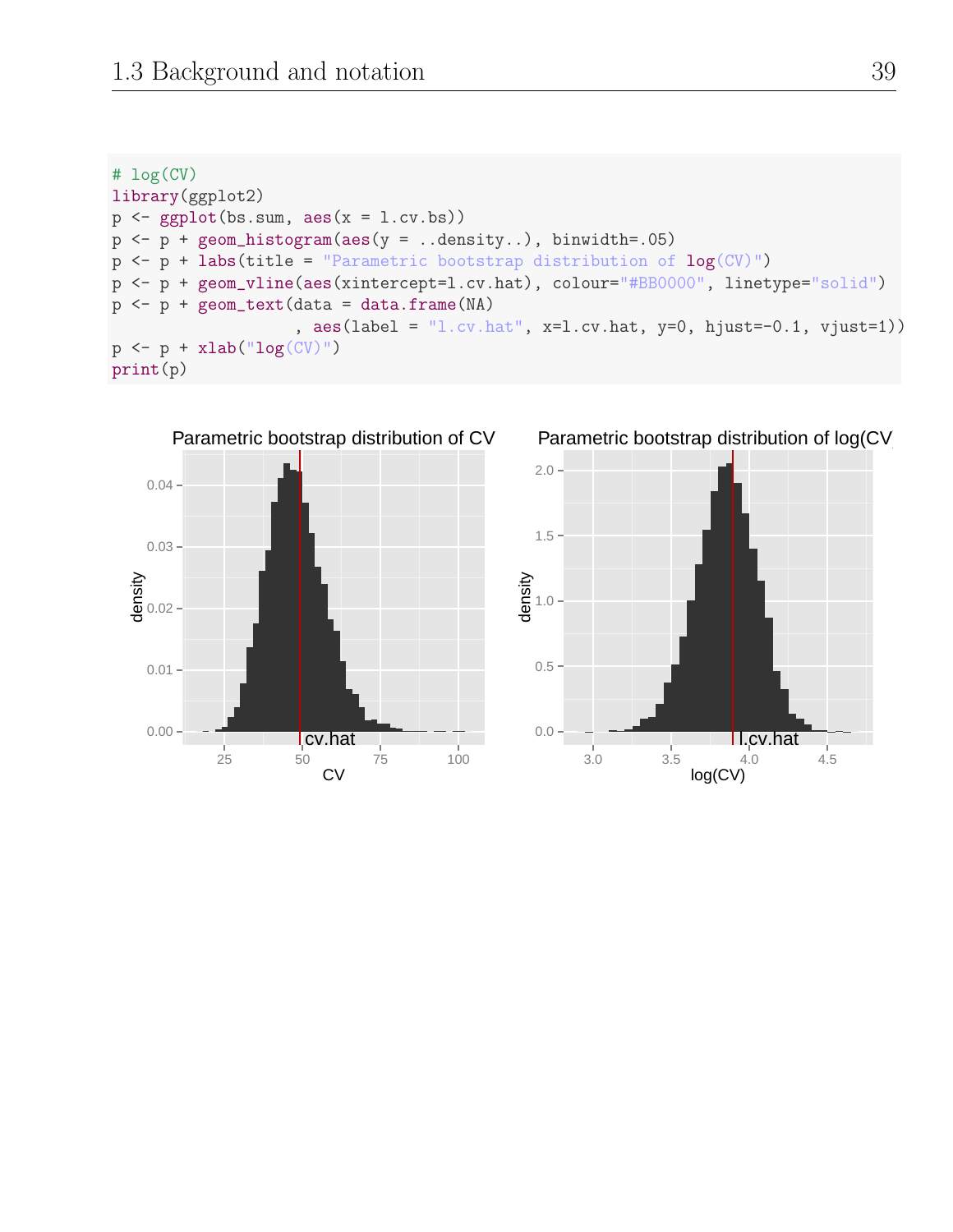```r
# log(CV)
library(ggplot2)
p <- ggplot(bs.sum, aes(x = l.cv.bs))
p <- p + geom_histogram(aes(y = ..density..), binwidth=.05)
p <- p + labs(title = "Parametric bootstrap distribution of log(CV)")
p <- p + geom_vline(aes(xintercept=l.cv.hat), colour="#BB0000", linetype="solid")
p <- p + geom_text(data = data.frame(NA)
                   , aes(label = "l.cv.hat", x=l.cv.hat, y=0, hjust=-0.1, vjust=1))
p <- p + xlab("log(CV)")
print(p)
```

Parametric bootstrap distribution of CV

density

0.00
0.01
0.02
0.03
0.04

cv.hat

25
50
75
100

CV

Parametric bootstrap distribution of log(CV

density

0.0
0.5
1.0
1.5
2.0

l.cv.hat

3.0
3.5
4.0
4.5

log(CV)